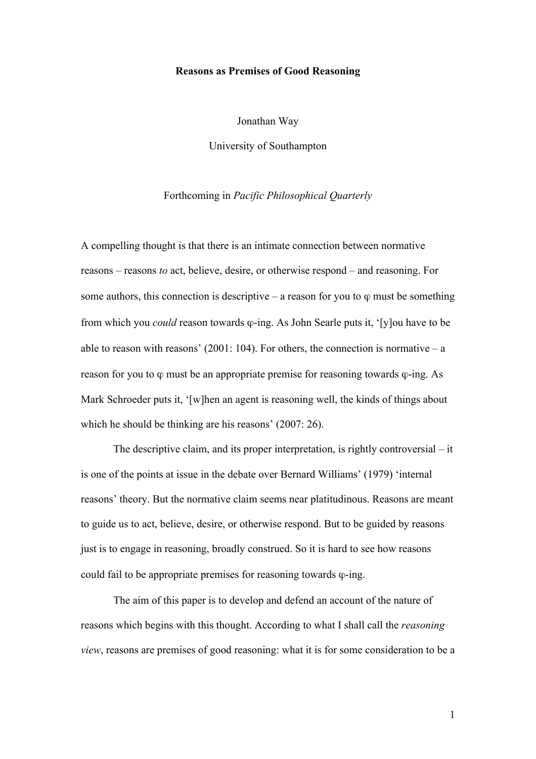# Reasons as Premises of Good Reasoning

Jonathan Way

University of Southampton

Forthcoming in *Pacific Philosophical Quarterly*

A compelling thought is that there is an intimate connection between normative reasons – reasons *to* act, believe, desire, or otherwise respond – and reasoning. For some authors, this connection is descriptive – a reason for you to φ must be something from which you *could* reason towards φ-ing. As John Searle puts it, '[y]ou have to be able to reason with reasons' (2001: 104). For others, the connection is normative – a reason for you to φ must be an appropriate premise for reasoning towards φ-ing. As Mark Schroeder puts it, '[w]hen an agent is reasoning well, the kinds of things about which he should be thinking are his reasons' (2007: 26).

The descriptive claim, and its proper interpretation, is rightly controversial – it is one of the points at issue in the debate over Bernard Williams' (1979) 'internal reasons' theory. But the normative claim seems near platitudinous. Reasons are meant to guide us to act, believe, desire, or otherwise respond. But to be guided by reasons just is to engage in reasoning, broadly construed. So it is hard to see how reasons could fail to be appropriate premises for reasoning towards φ-ing.

The aim of this paper is to develop and defend an account of the nature of reasons which begins with this thought. According to what I shall call the *reasoning view*, reasons are premises of good reasoning: what it is for some consideration to be a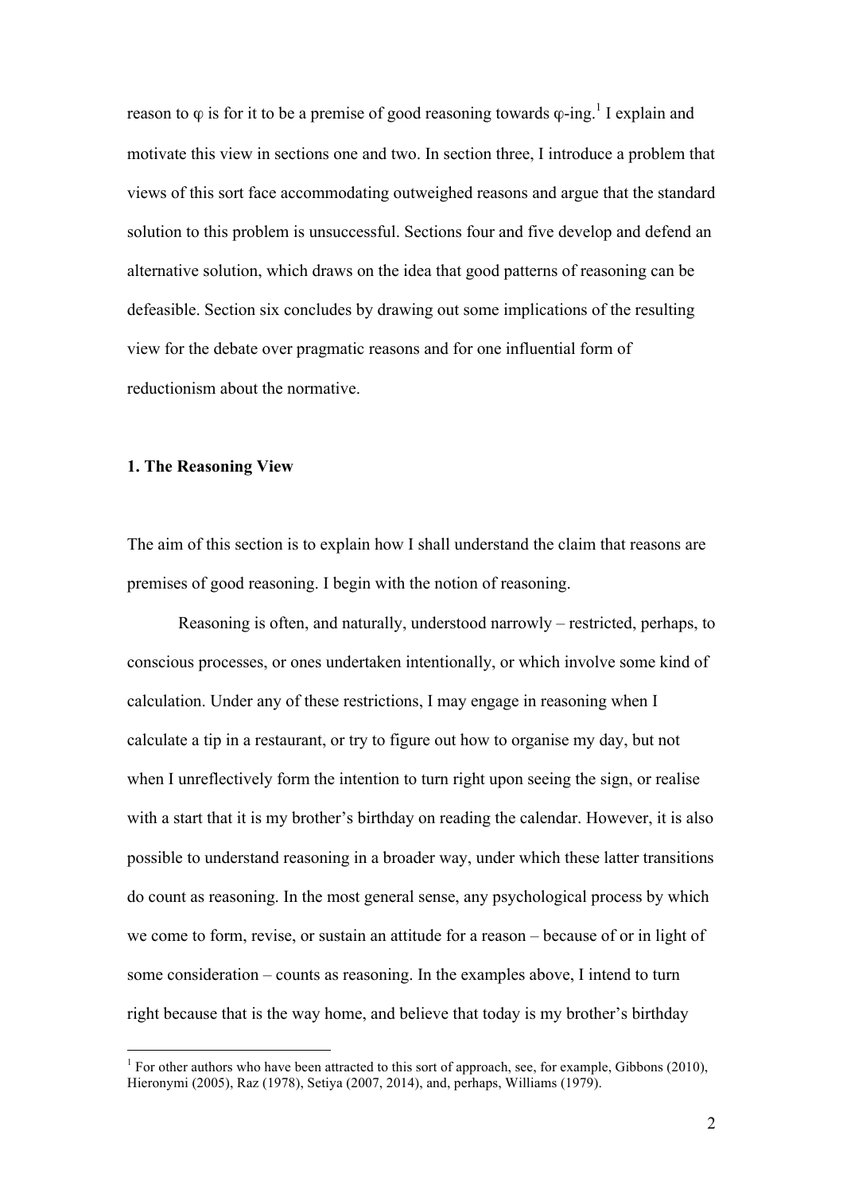reason to φ is for it to be a premise of good reasoning towards φ-ing.[1] I explain and motivate this view in sections one and two. In section three, I introduce a problem that views of this sort face accommodating outweighed reasons and argue that the standard solution to this problem is unsuccessful. Sections four and five develop and defend an alternative solution, which draws on the idea that good patterns of reasoning can be defeasible. Section six concludes by drawing out some implications of the resulting view for the debate over pragmatic reasons and for one influential form of reductionism about the normative.

**1. The Reasoning View**

The aim of this section is to explain how I shall understand the claim that reasons are premises of good reasoning. I begin with the notion of reasoning.

Reasoning is often, and naturally, understood narrowly – restricted, perhaps, to conscious processes, or ones undertaken intentionally, or which involve some kind of calculation. Under any of these restrictions, I may engage in reasoning when I calculate a tip in a restaurant, or try to figure out how to organise my day, but not when I unreflectively form the intention to turn right upon seeing the sign, or realise with a start that it is my brother's birthday on reading the calendar. However, it is also possible to understand reasoning in a broader way, under which these latter transitions do count as reasoning. In the most general sense, any psychological process by which we come to form, revise, or sustain an attitude for a reason – because of or in light of some consideration – counts as reasoning. In the examples above, I intend to turn right because that is the way home, and believe that today is my brother's birthday

[1] For other authors who have been attracted to this sort of approach, see, for example, Gibbons (2010), Hieronymi (2005), Raz (1978), Setiya (2007, 2014), and, perhaps, Williams (1979).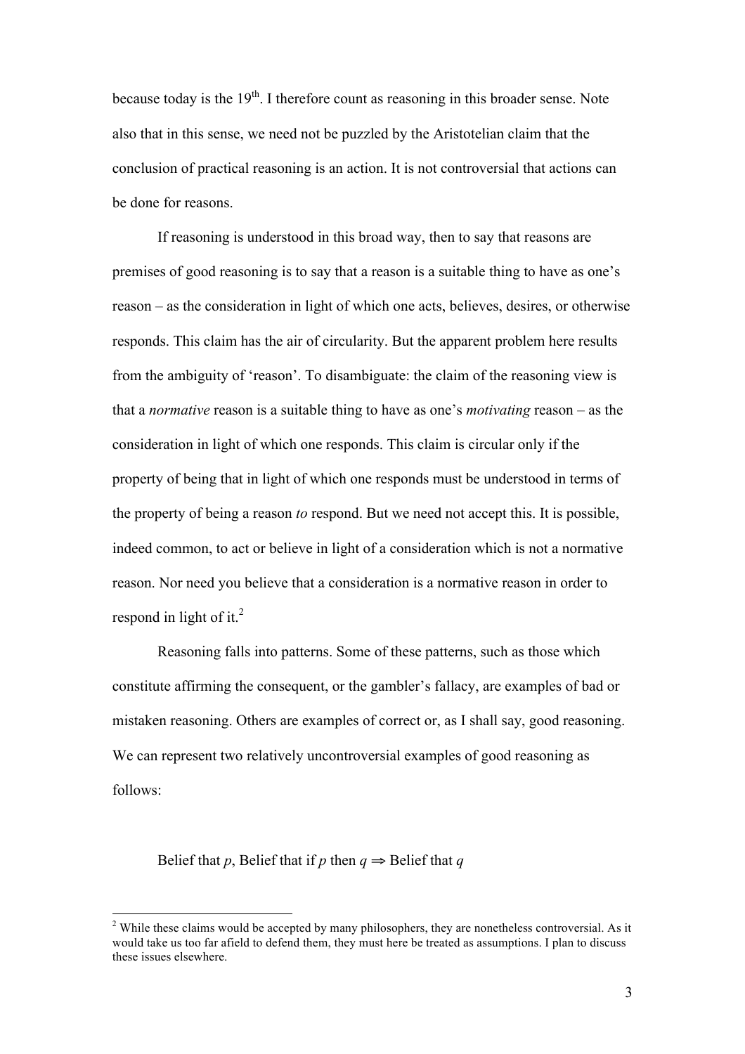because today is the 19th. I therefore count as reasoning in this broader sense. Note also that in this sense, we need not be puzzled by the Aristotelian claim that the conclusion of practical reasoning is an action. It is not controversial that actions can be done for reasons.

If reasoning is understood in this broad way, then to say that reasons are premises of good reasoning is to say that a reason is a suitable thing to have as one's reason – as the consideration in light of which one acts, believes, desires, or otherwise responds. This claim has the air of circularity. But the apparent problem here results from the ambiguity of 'reason'. To disambiguate: the claim of the reasoning view is that a *normative* reason is a suitable thing to have as one's *motivating* reason – as the consideration in light of which one responds. This claim is circular only if the property of being that in light of which one responds must be understood in terms of the property of being a reason *to* respond. But we need not accept this. It is possible, indeed common, to act or believe in light of a consideration which is not a normative reason. Nor need you believe that a consideration is a normative reason in order to respond in light of it.[2]

Reasoning falls into patterns. Some of these patterns, such as those which constitute affirming the consequent, or the gambler's fallacy, are examples of bad or mistaken reasoning. Others are examples of correct or, as I shall say, good reasoning. We can represent two relatively uncontroversial examples of good reasoning as follows:

Belief that *p*, Belief that if *p* then *q* ⇒ Belief that *q*

[2] While these claims would be accepted by many philosophers, they are nonetheless controversial. As it would take us too far afield to defend them, they must here be treated as assumptions. I plan to discuss these issues elsewhere.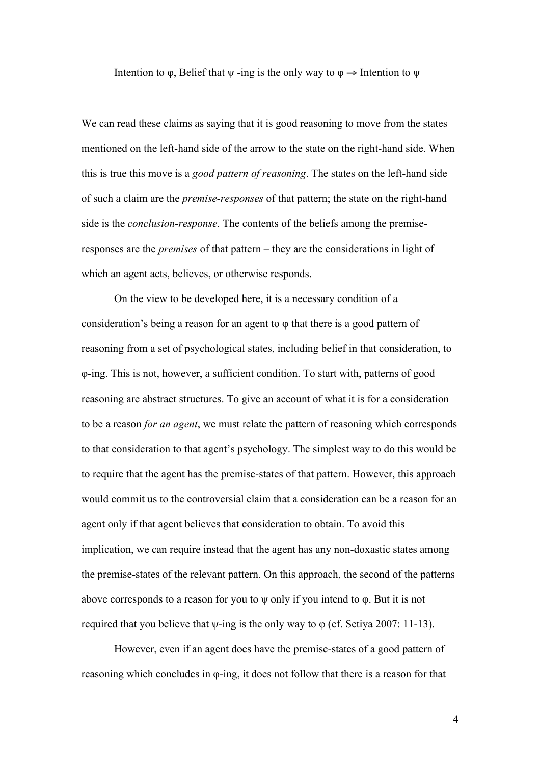Intention to $\varphi$, Belief that $\psi$ -ing is the only way to $\varphi \Rightarrow$ Intention to $\psi$

We can read these claims as saying that it is good reasoning to move from the states mentioned on the left-hand side of the arrow to the state on the right-hand side. When this is true this move is a *good pattern of reasoning*. The states on the left-hand side of such a claim are the *premise-responses* of that pattern; the state on the right-hand side is the *conclusion-response*. The contents of the beliefs among the premise-responses are the *premises* of that pattern – they are the considerations in light of which an agent acts, believes, or otherwise responds.

On the view to be developed here, it is a necessary condition of a consideration's being a reason for an agent to $\varphi$ that there is a good pattern of reasoning from a set of psychological states, including belief in that consideration, to $\varphi$-ing. This is not, however, a sufficient condition. To start with, patterns of good reasoning are abstract structures. To give an account of what it is for a consideration to be a reason *for an agent*, we must relate the pattern of reasoning which corresponds to that consideration to that agent's psychology. The simplest way to do this would be to require that the agent has the premise-states of that pattern. However, this approach would commit us to the controversial claim that a consideration can be a reason for an agent only if that agent believes that consideration to obtain. To avoid this implication, we can require instead that the agent has any non-doxastic states among the premise-states of the relevant pattern. On this approach, the second of the patterns above corresponds to a reason for you to $\psi$ only if you intend to $\varphi$. But it is not required that you believe that $\psi$-ing is the only way to $\varphi$ (cf. Setiya 2007: 11-13).

However, even if an agent does have the premise-states of a good pattern of reasoning which concludes in $\varphi$-ing, it does not follow that there is a reason for that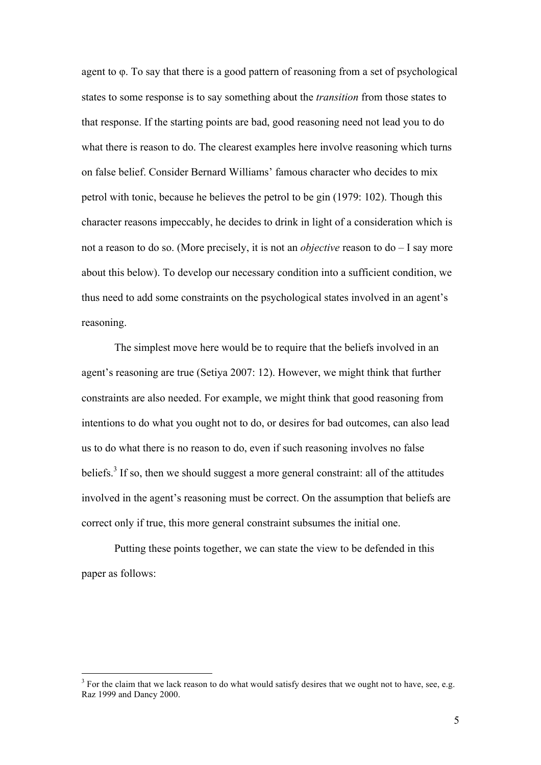agent to φ. To say that there is a good pattern of reasoning from a set of psychological states to some response is to say something about the *transition* from those states to that response. If the starting points are bad, good reasoning need not lead you to do what there is reason to do. The clearest examples here involve reasoning which turns on false belief. Consider Bernard Williams' famous character who decides to mix petrol with tonic, because he believes the petrol to be gin (1979: 102). Though this character reasons impeccably, he decides to drink in light of a consideration which is not a reason to do so. (More precisely, it is not an *objective* reason to do – I say more about this below). To develop our necessary condition into a sufficient condition, we thus need to add some constraints on the psychological states involved in an agent's reasoning.

The simplest move here would be to require that the beliefs involved in an agent's reasoning are true (Setiya 2007: 12). However, we might think that further constraints are also needed. For example, we might think that good reasoning from intentions to do what you ought not to do, or desires for bad outcomes, can also lead us to do what there is no reason to do, even if such reasoning involves no false beliefs.[3] If so, then we should suggest a more general constraint: all of the attitudes involved in the agent's reasoning must be correct. On the assumption that beliefs are correct only if true, this more general constraint subsumes the initial one.

Putting these points together, we can state the view to be defended in this paper as follows:

---

[3] For the claim that we lack reason to do what would satisfy desires that we ought not to have, see, e.g. Raz 1999 and Dancy 2000.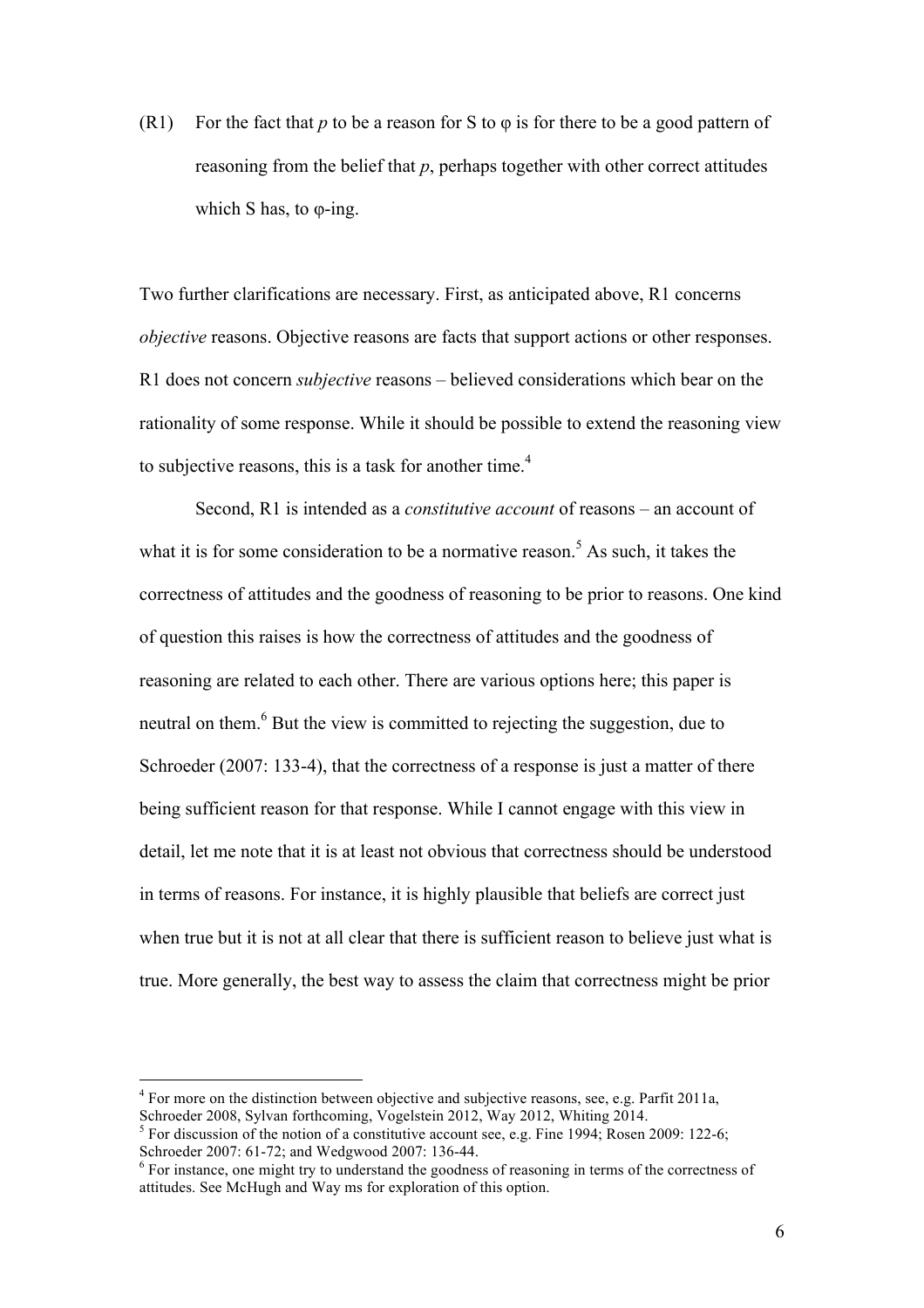(R1) For the fact that *p* to be a reason for S to φ is for there to be a good pattern of reasoning from the belief that *p*, perhaps together with other correct attitudes which S has, to φ-ing.

Two further clarifications are necessary. First, as anticipated above, R1 concerns *objective* reasons. Objective reasons are facts that support actions or other responses. R1 does not concern *subjective* reasons – believed considerations which bear on the rationality of some response. While it should be possible to extend the reasoning view to subjective reasons, this is a task for another time.[4]

Second, R1 is intended as a *constitutive account* of reasons – an account of what it is for some consideration to be a normative reason.[5] As such, it takes the correctness of attitudes and the goodness of reasoning to be prior to reasons. One kind of question this raises is how the correctness of attitudes and the goodness of reasoning are related to each other. There are various options here; this paper is neutral on them.[6] But the view is committed to rejecting the suggestion, due to Schroeder (2007: 133-4), that the correctness of a response is just a matter of there being sufficient reason for that response. While I cannot engage with this view in detail, let me note that it is at least not obvious that correctness should be understood in terms of reasons. For instance, it is highly plausible that beliefs are correct just when true but it is not at all clear that there is sufficient reason to believe just what is true. More generally, the best way to assess the claim that correctness might be prior

---

[4] For more on the distinction between objective and subjective reasons, see, e.g. Parfit 2011a, Schroeder 2008, Sylvan forthcoming, Vogelstein 2012, Way 2012, Whiting 2014.

[5] For discussion of the notion of a constitutive account see, e.g. Fine 1994; Rosen 2009: 122-6; Schroeder 2007: 61-72; and Wedgwood 2007: 136-44.

[6] For instance, one might try to understand the goodness of reasoning in terms of the correctness of attitudes. See McHugh and Way ms for exploration of this option.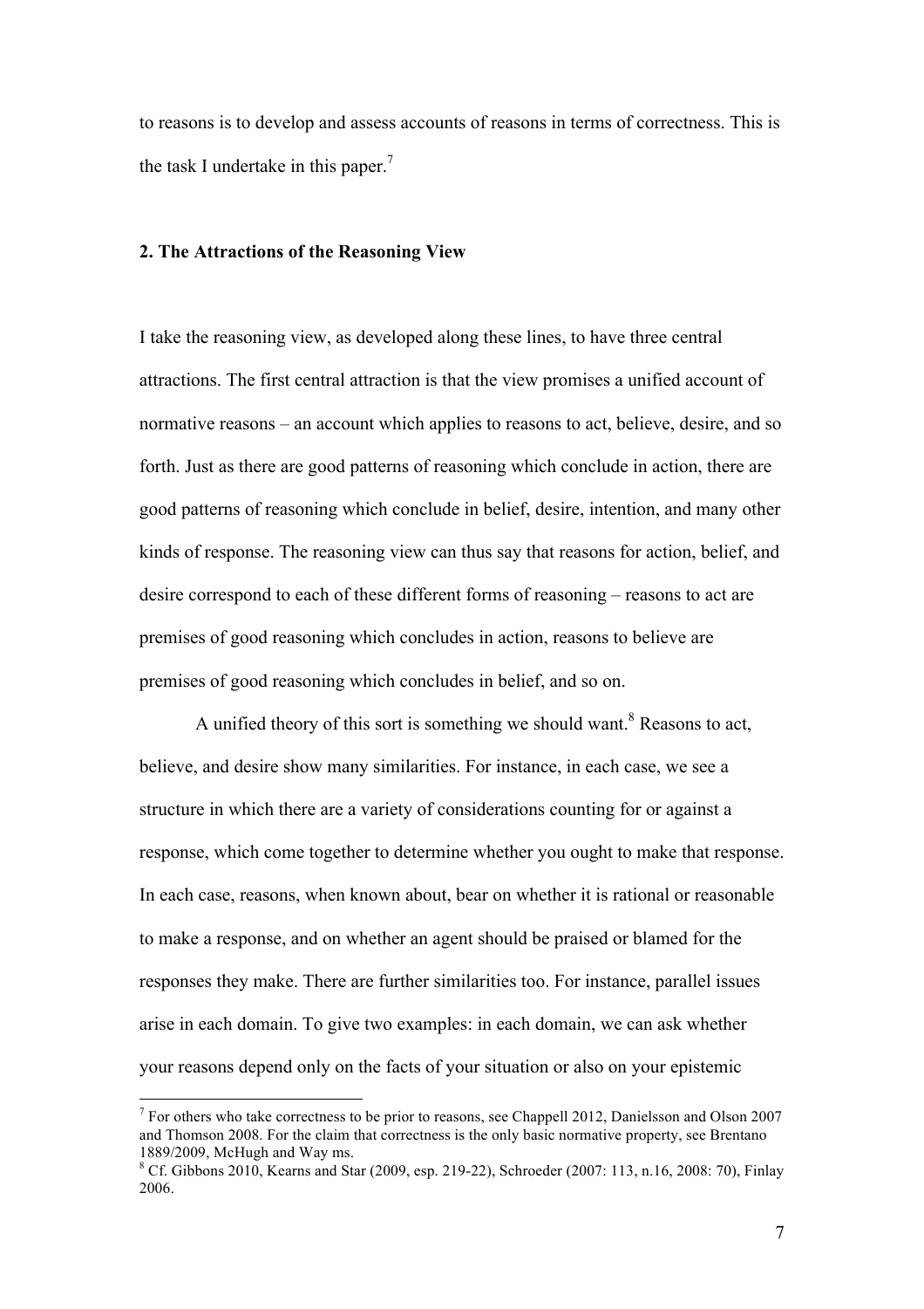to reasons is to develop and assess accounts of reasons in terms of correctness. This is the task I undertake in this paper.[7]

## 2. The Attractions of the Reasoning View

I take the reasoning view, as developed along these lines, to have three central attractions. The first central attraction is that the view promises a unified account of normative reasons – an account which applies to reasons to act, believe, desire, and so forth. Just as there are good patterns of reasoning which conclude in action, there are good patterns of reasoning which conclude in belief, desire, intention, and many other kinds of response. The reasoning view can thus say that reasons for action, belief, and desire correspond to each of these different forms of reasoning – reasons to act are premises of good reasoning which concludes in action, reasons to believe are premises of good reasoning which concludes in belief, and so on.

A unified theory of this sort is something we should want.[8] Reasons to act, believe, and desire show many similarities. For instance, in each case, we see a structure in which there are a variety of considerations counting for or against a response, which come together to determine whether you ought to make that response. In each case, reasons, when known about, bear on whether it is rational or reasonable to make a response, and on whether an agent should be praised or blamed for the responses they make. There are further similarities too. For instance, parallel issues arise in each domain. To give two examples: in each domain, we can ask whether your reasons depend only on the facts of your situation or also on your epistemic

---

[7] For others who take correctness to be prior to reasons, see Chappell 2012, Danielsson and Olson 2007 and Thomson 2008. For the claim that correctness is the only basic normative property, see Brentano 1889/2009, McHugh and Way ms.

[8] Cf. Gibbons 2010, Kearns and Star (2009, esp. 219-22), Schroeder (2007: 113, n.16, 2008: 70), Finlay 2006.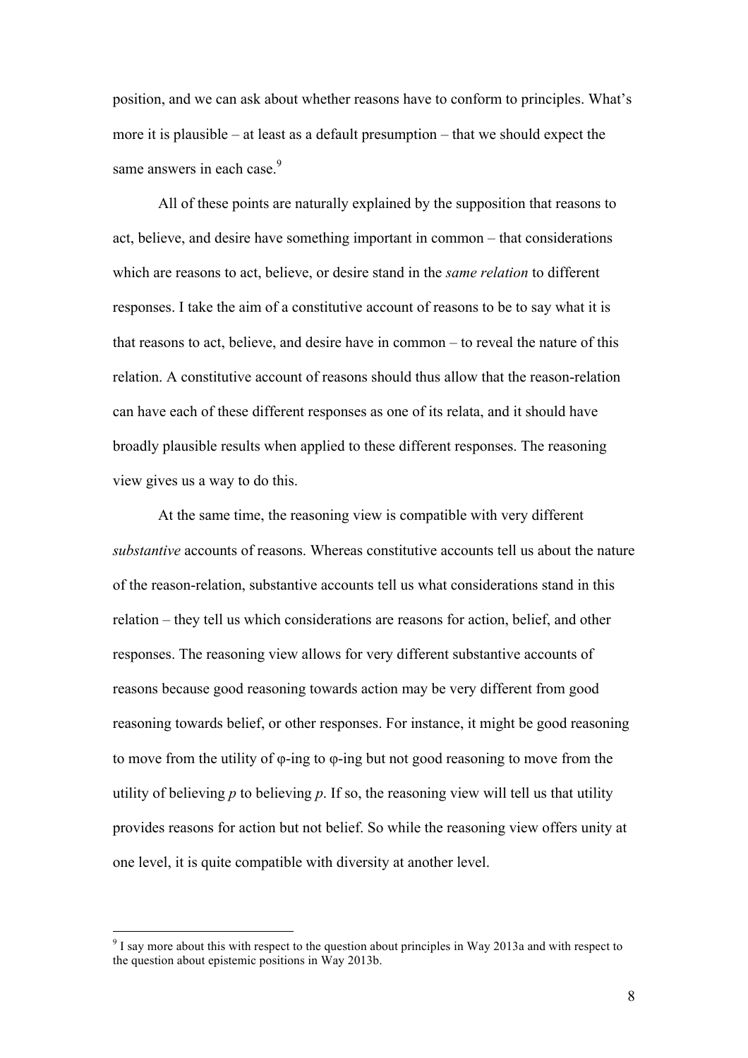position, and we can ask about whether reasons have to conform to principles. What's more it is plausible – at least as a default presumption – that we should expect the same answers in each case.[9]

All of these points are naturally explained by the supposition that reasons to act, believe, and desire have something important in common – that considerations which are reasons to act, believe, or desire stand in the *same relation* to different responses. I take the aim of a constitutive account of reasons to be to say what it is that reasons to act, believe, and desire have in common – to reveal the nature of this relation. A constitutive account of reasons should thus allow that the reason-relation can have each of these different responses as one of its relata, and it should have broadly plausible results when applied to these different responses. The reasoning view gives us a way to do this.

At the same time, the reasoning view is compatible with very different *substantive* accounts of reasons. Whereas constitutive accounts tell us about the nature of the reason-relation, substantive accounts tell us what considerations stand in this relation – they tell us which considerations are reasons for action, belief, and other responses. The reasoning view allows for very different substantive accounts of reasons because good reasoning towards action may be very different from good reasoning towards belief, or other responses. For instance, it might be good reasoning to move from the utility of φ-ing to φ-ing but not good reasoning to move from the utility of believing *p* to believing *p*. If so, the reasoning view will tell us that utility provides reasons for action but not belief. So while the reasoning view offers unity at one level, it is quite compatible with diversity at another level.

[9] I say more about this with respect to the question about principles in Way 2013a and with respect to the question about epistemic positions in Way 2013b.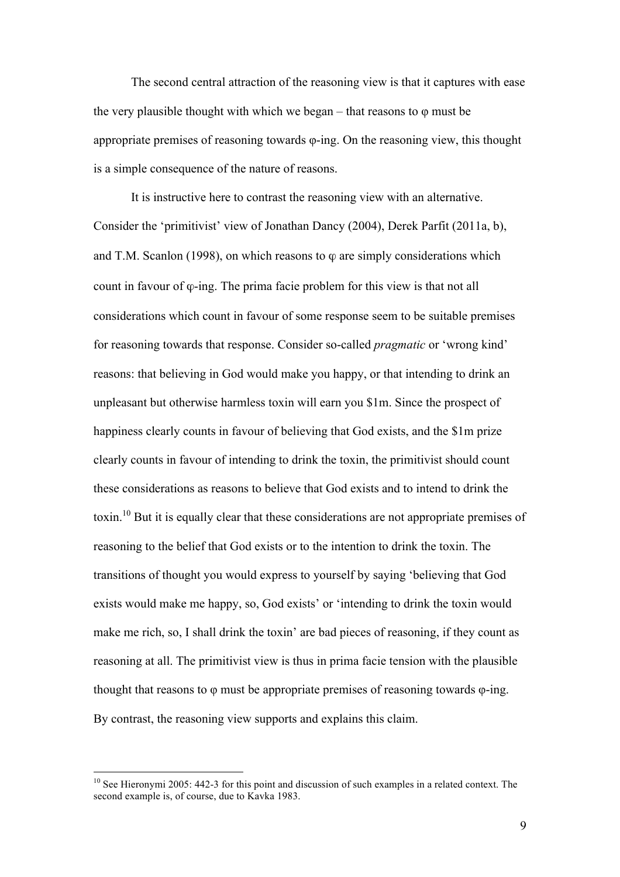The second central attraction of the reasoning view is that it captures with ease the very plausible thought with which we began – that reasons to φ must be appropriate premises of reasoning towards φ-ing. On the reasoning view, this thought is a simple consequence of the nature of reasons.

It is instructive here to contrast the reasoning view with an alternative. Consider the 'primitivist' view of Jonathan Dancy (2004), Derek Parfit (2011a, b), and T.M. Scanlon (1998), on which reasons to φ are simply considerations which count in favour of φ-ing. The prima facie problem for this view is that not all considerations which count in favour of some response seem to be suitable premises for reasoning towards that response. Consider so-called *pragmatic* or 'wrong kind' reasons: that believing in God would make you happy, or that intending to drink an unpleasant but otherwise harmless toxin will earn you $1m. Since the prospect of happiness clearly counts in favour of believing that God exists, and the $1m prize clearly counts in favour of intending to drink the toxin, the primitivist should count these considerations as reasons to believe that God exists and to intend to drink the toxin.[10] But it is equally clear that these considerations are not appropriate premises of reasoning to the belief that God exists or to the intention to drink the toxin. The transitions of thought you would express to yourself by saying 'believing that God exists would make me happy, so, God exists' or 'intending to drink the toxin would make me rich, so, I shall drink the toxin' are bad pieces of reasoning, if they count as reasoning at all. The primitivist view is thus in prima facie tension with the plausible thought that reasons to φ must be appropriate premises of reasoning towards φ-ing. By contrast, the reasoning view supports and explains this claim.

[10] See Hieronymi 2005: 442-3 for this point and discussion of such examples in a related context. The second example is, of course, due to Kavka 1983.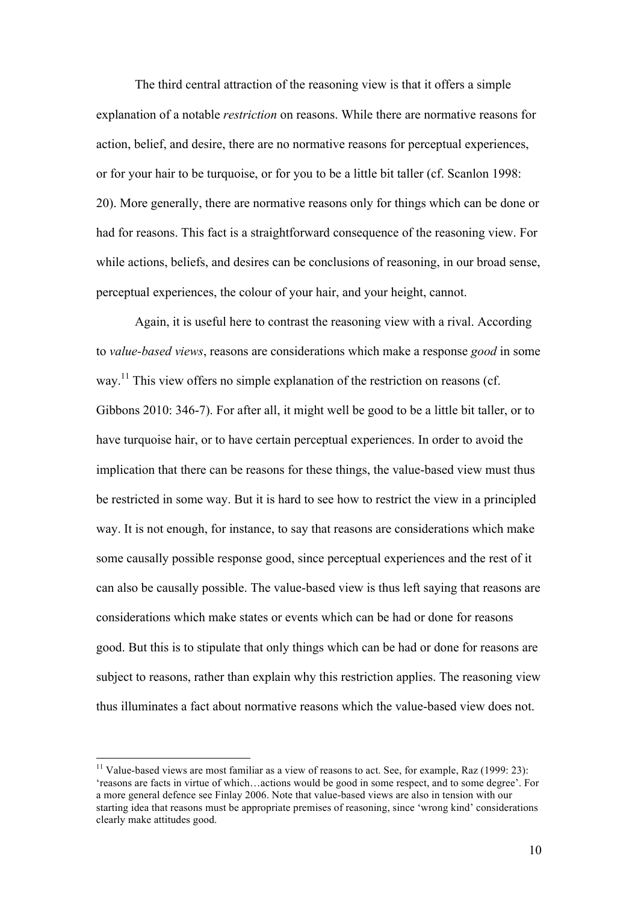The third central attraction of the reasoning view is that it offers a simple explanation of a notable *restriction* on reasons. While there are normative reasons for action, belief, and desire, there are no normative reasons for perceptual experiences, or for your hair to be turquoise, or for you to be a little bit taller (cf. Scanlon 1998: 20). More generally, there are normative reasons only for things which can be done or had for reasons. This fact is a straightforward consequence of the reasoning view. For while actions, beliefs, and desires can be conclusions of reasoning, in our broad sense, perceptual experiences, the colour of your hair, and your height, cannot.

Again, it is useful here to contrast the reasoning view with a rival. According to *value-based views*, reasons are considerations which make a response *good* in some way.[11] This view offers no simple explanation of the restriction on reasons (cf. Gibbons 2010: 346-7). For after all, it might well be good to be a little bit taller, or to have turquoise hair, or to have certain perceptual experiences. In order to avoid the implication that there can be reasons for these things, the value-based view must thus be restricted in some way. But it is hard to see how to restrict the view in a principled way. It is not enough, for instance, to say that reasons are considerations which make some causally possible response good, since perceptual experiences and the rest of it can also be causally possible. The value-based view is thus left saying that reasons are considerations which make states or events which can be had or done for reasons good. But this is to stipulate that only things which can be had or done for reasons are subject to reasons, rather than explain why this restriction applies. The reasoning view thus illuminates a fact about normative reasons which the value-based view does not.

[11] Value-based views are most familiar as a view of reasons to act. See, for example, Raz (1999: 23): 'reasons are facts in virtue of which…actions would be good in some respect, and to some degree'. For a more general defence see Finlay 2006. Note that value-based views are also in tension with our starting idea that reasons must be appropriate premises of reasoning, since 'wrong kind' considerations clearly make attitudes good.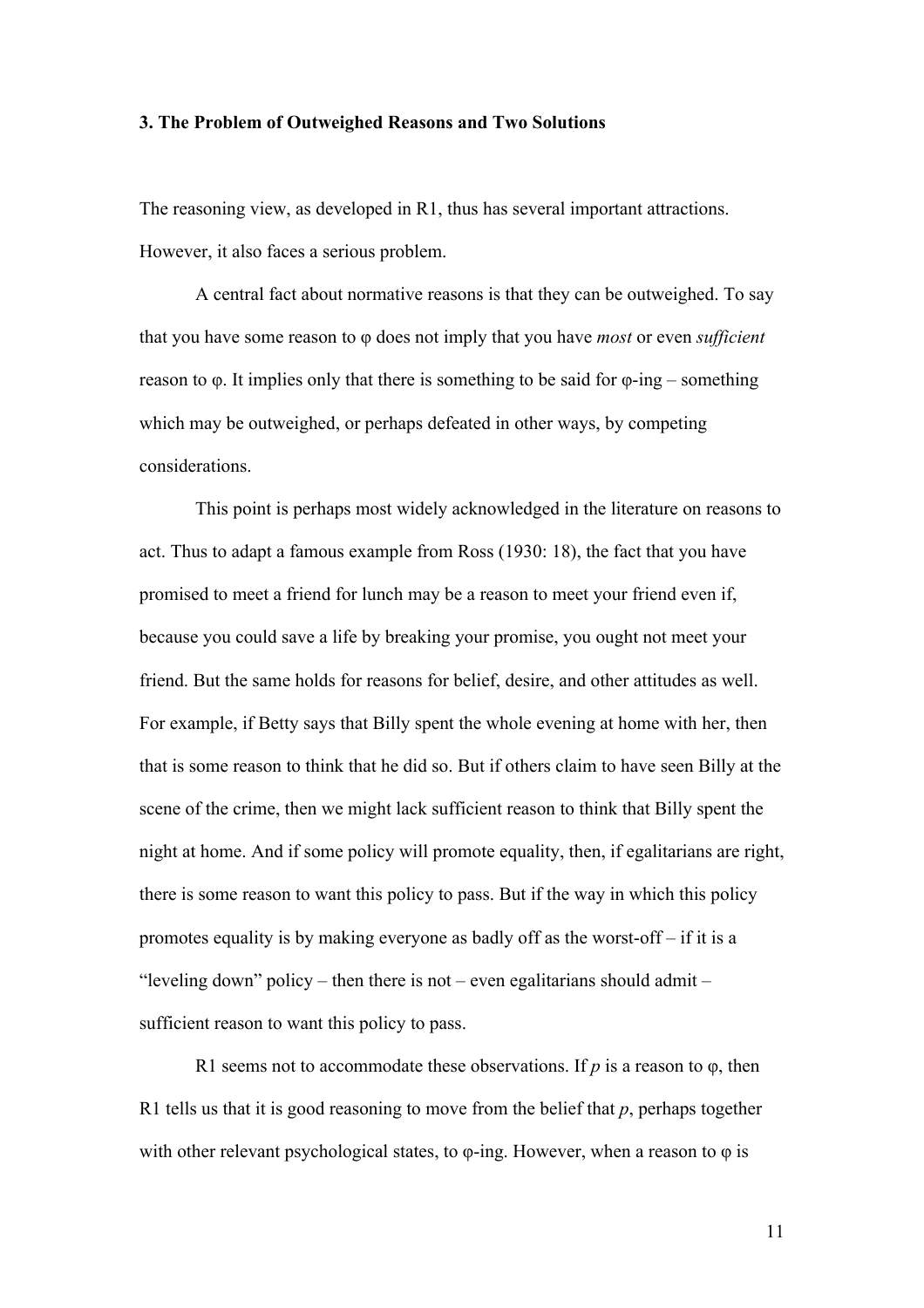### 3. The Problem of Outweighed Reasons and Two Solutions

The reasoning view, as developed in R1, thus has several important attractions. However, it also faces a serious problem.

A central fact about normative reasons is that they can be outweighed. To say that you have some reason to φ does not imply that you have *most* or even *sufficient* reason to φ. It implies only that there is something to be said for φ-ing – something which may be outweighed, or perhaps defeated in other ways, by competing considerations.

This point is perhaps most widely acknowledged in the literature on reasons to act. Thus to adapt a famous example from Ross (1930: 18), the fact that you have promised to meet a friend for lunch may be a reason to meet your friend even if, because you could save a life by breaking your promise, you ought not meet your friend. But the same holds for reasons for belief, desire, and other attitudes as well. For example, if Betty says that Billy spent the whole evening at home with her, then that is some reason to think that he did so. But if others claim to have seen Billy at the scene of the crime, then we might lack sufficient reason to think that Billy spent the night at home. And if some policy will promote equality, then, if egalitarians are right, there is some reason to want this policy to pass. But if the way in which this policy promotes equality is by making everyone as badly off as the worst-off – if it is a "leveling down" policy – then there is not – even egalitarians should admit – sufficient reason to want this policy to pass.

R1 seems not to accommodate these observations. If *p* is a reason to φ, then R1 tells us that it is good reasoning to move from the belief that *p*, perhaps together with other relevant psychological states, to φ-ing. However, when a reason to φ is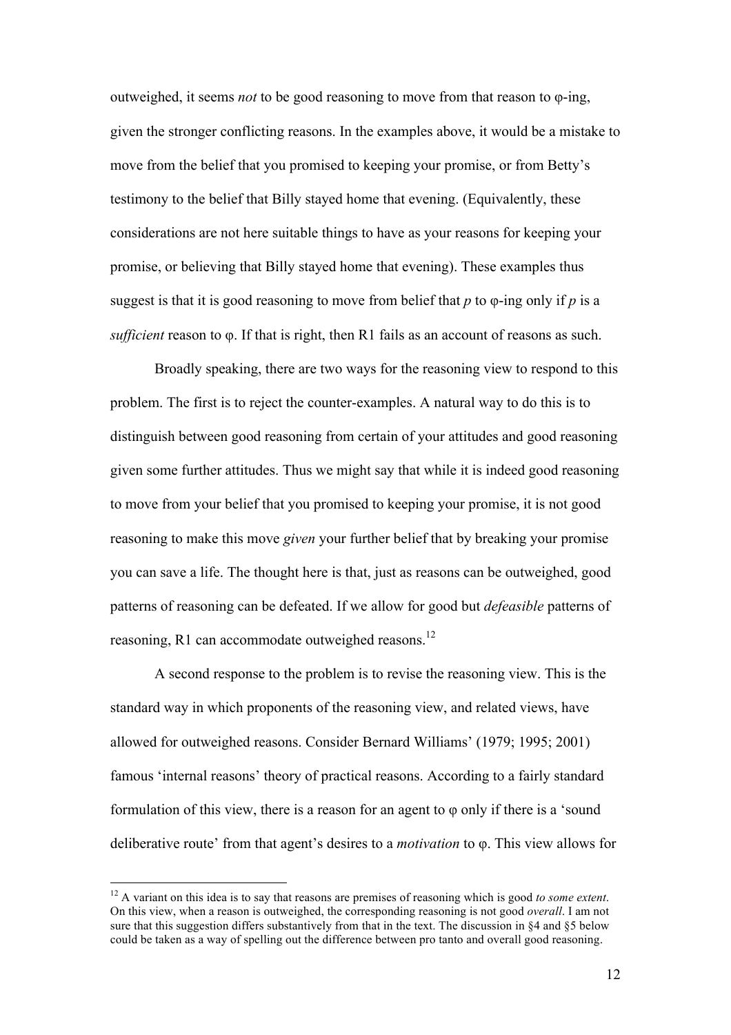outweighed, it seems *not* to be good reasoning to move from that reason to φ-ing, given the stronger conflicting reasons. In the examples above, it would be a mistake to move from the belief that you promised to keeping your promise, or from Betty's testimony to the belief that Billy stayed home that evening. (Equivalently, these considerations are not here suitable things to have as your reasons for keeping your promise, or believing that Billy stayed home that evening). These examples thus suggest is that it is good reasoning to move from belief that *p* to φ-ing only if *p* is a *sufficient* reason to φ. If that is right, then R1 fails as an account of reasons as such.

Broadly speaking, there are two ways for the reasoning view to respond to this problem. The first is to reject the counter-examples. A natural way to do this is to distinguish between good reasoning from certain of your attitudes and good reasoning given some further attitudes. Thus we might say that while it is indeed good reasoning to move from your belief that you promised to keeping your promise, it is not good reasoning to make this move *given* your further belief that by breaking your promise you can save a life. The thought here is that, just as reasons can be outweighed, good patterns of reasoning can be defeated. If we allow for good but *defeasible* patterns of reasoning, R1 can accommodate outweighed reasons.[12]

A second response to the problem is to revise the reasoning view. This is the standard way in which proponents of the reasoning view, and related views, have allowed for outweighed reasons. Consider Bernard Williams' (1979; 1995; 2001) famous 'internal reasons' theory of practical reasons. According to a fairly standard formulation of this view, there is a reason for an agent to φ only if there is a 'sound deliberative route' from that agent's desires to a *motivation* to φ. This view allows for

[12] A variant on this idea is to say that reasons are premises of reasoning which is good *to some extent*. On this view, when a reason is outweighed, the corresponding reasoning is not good *overall*. I am not sure that this suggestion differs substantively from that in the text. The discussion in §4 and §5 below could be taken as a way of spelling out the difference between pro tanto and overall good reasoning.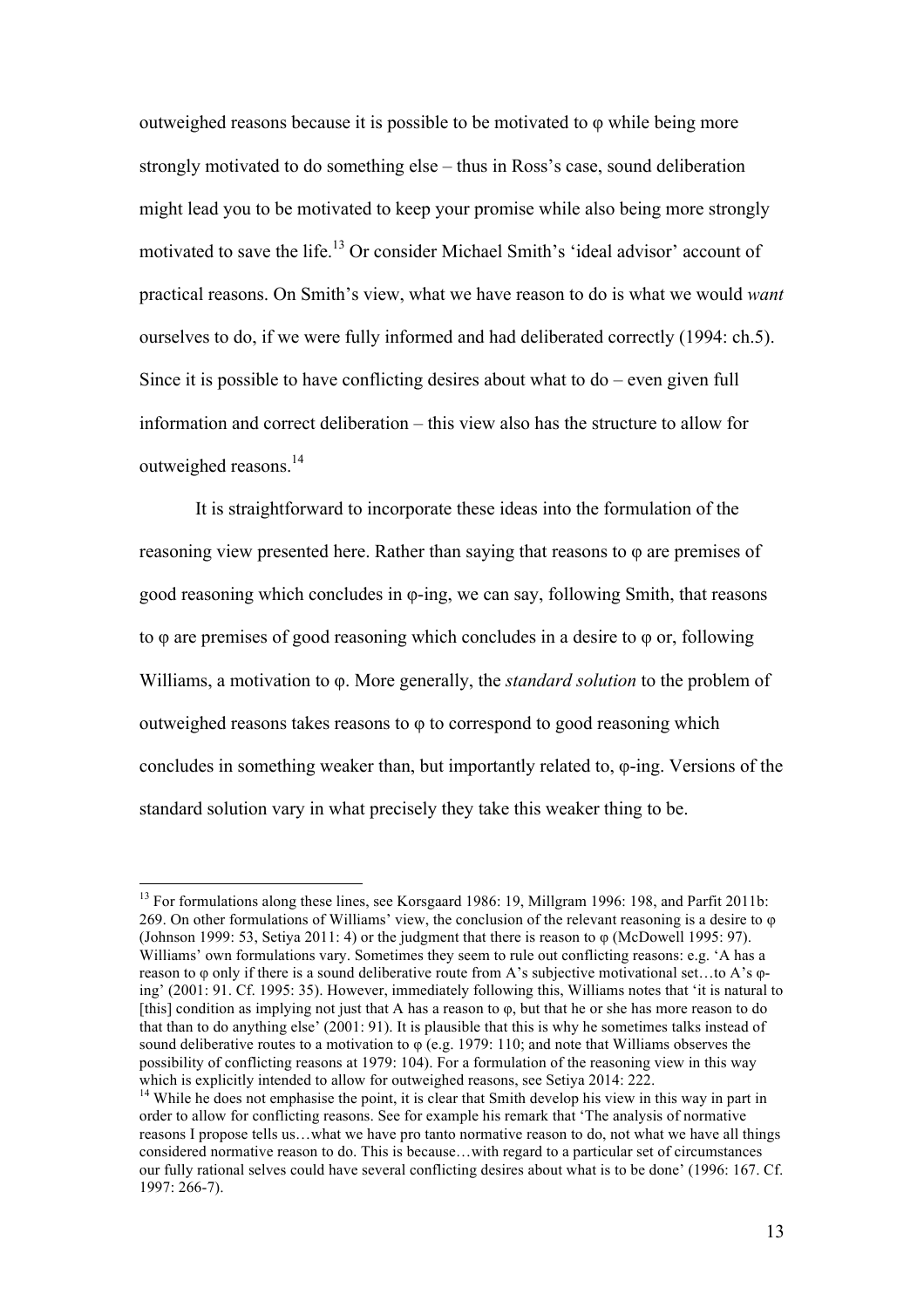outweighed reasons because it is possible to be motivated to φ while being more strongly motivated to do something else – thus in Ross's case, sound deliberation might lead you to be motivated to keep your promise while also being more strongly motivated to save the life.[13] Or consider Michael Smith's 'ideal advisor' account of practical reasons. On Smith's view, what we have reason to do is what we would *want* ourselves to do, if we were fully informed and had deliberated correctly (1994: ch.5). Since it is possible to have conflicting desires about what to do – even given full information and correct deliberation – this view also has the structure to allow for outweighed reasons.[14]

It is straightforward to incorporate these ideas into the formulation of the reasoning view presented here. Rather than saying that reasons to φ are premises of good reasoning which concludes in φ-ing, we can say, following Smith, that reasons to φ are premises of good reasoning which concludes in a desire to φ or, following Williams, a motivation to φ. More generally, the *standard solution* to the problem of outweighed reasons takes reasons to φ to correspond to good reasoning which concludes in something weaker than, but importantly related to, φ-ing. Versions of the standard solution vary in what precisely they take this weaker thing to be.

---

[13] For formulations along these lines, see Korsgaard 1986: 19, Millgram 1996: 198, and Parfit 2011b: 269. On other formulations of Williams' view, the conclusion of the relevant reasoning is a desire to φ (Johnson 1999: 53, Setiya 2011: 4) or the judgment that there is reason to φ (McDowell 1995: 97). Williams' own formulations vary. Sometimes they seem to rule out conflicting reasons: e.g. 'A has a reason to φ only if there is a sound deliberative route from A's subjective motivational set…to A's φ-ing' (2001: 91. Cf. 1995: 35). However, immediately following this, Williams notes that 'it is natural to [this] condition as implying not just that A has a reason to φ, but that he or she has more reason to do that than to do anything else' (2001: 91). It is plausible that this is why he sometimes talks instead of sound deliberative routes to a motivation to φ (e.g. 1979: 110; and note that Williams observes the possibility of conflicting reasons at 1979: 104). For a formulation of the reasoning view in this way which is explicitly intended to allow for outweighed reasons, see Setiya 2014: 222.

[14] While he does not emphasise the point, it is clear that Smith develop his view in this way in part in order to allow for conflicting reasons. See for example his remark that 'The analysis of normative reasons I propose tells us…what we have pro tanto normative reason to do, not what we have all things considered normative reason to do. This is because…with regard to a particular set of circumstances our fully rational selves could have several conflicting desires about what is to be done' (1996: 167. Cf. 1997: 266-7).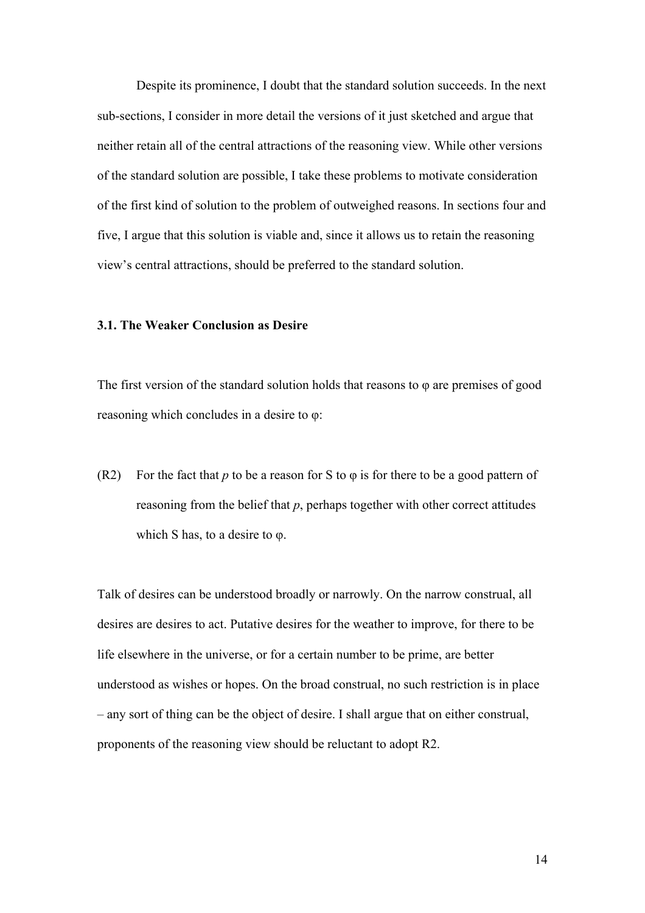Despite its prominence, I doubt that the standard solution succeeds. In the next sub-sections, I consider in more detail the versions of it just sketched and argue that neither retain all of the central attractions of the reasoning view. While other versions of the standard solution are possible, I take these problems to motivate consideration of the first kind of solution to the problem of outweighed reasons. In sections four and five, I argue that this solution is viable and, since it allows us to retain the reasoning view's central attractions, should be preferred to the standard solution.

### 3.1. The Weaker Conclusion as Desire

The first version of the standard solution holds that reasons to φ are premises of good reasoning which concludes in a desire to φ:

(R2) For the fact that *p* to be a reason for S to φ is for there to be a good pattern of reasoning from the belief that *p*, perhaps together with other correct attitudes which S has, to a desire to φ.

Talk of desires can be understood broadly or narrowly. On the narrow construal, all desires are desires to act. Putative desires for the weather to improve, for there to be life elsewhere in the universe, or for a certain number to be prime, are better understood as wishes or hopes. On the broad construal, no such restriction is in place – any sort of thing can be the object of desire. I shall argue that on either construal, proponents of the reasoning view should be reluctant to adopt R2.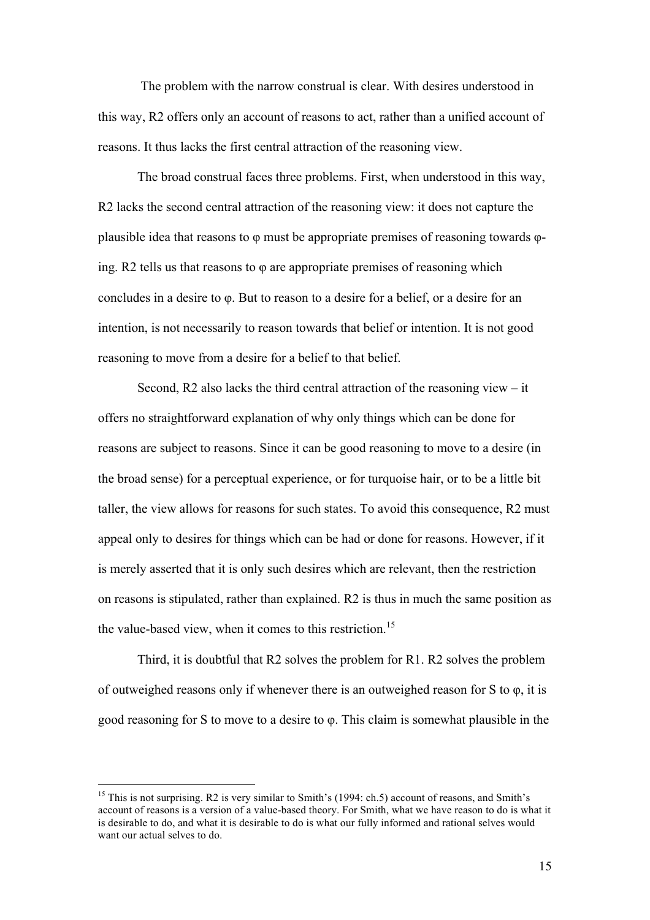The problem with the narrow construal is clear. With desires understood in this way, R2 offers only an account of reasons to act, rather than a unified account of reasons. It thus lacks the first central attraction of the reasoning view.

The broad construal faces three problems. First, when understood in this way, R2 lacks the second central attraction of the reasoning view: it does not capture the plausible idea that reasons to φ must be appropriate premises of reasoning towards φ-ing. R2 tells us that reasons to φ are appropriate premises of reasoning which concludes in a desire to φ. But to reason to a desire for a belief, or a desire for an intention, is not necessarily to reason towards that belief or intention. It is not good reasoning to move from a desire for a belief to that belief.

Second, R2 also lacks the third central attraction of the reasoning view – it offers no straightforward explanation of why only things which can be done for reasons are subject to reasons. Since it can be good reasoning to move to a desire (in the broad sense) for a perceptual experience, or for turquoise hair, or to be a little bit taller, the view allows for reasons for such states. To avoid this consequence, R2 must appeal only to desires for things which can be had or done for reasons. However, if it is merely asserted that it is only such desires which are relevant, then the restriction on reasons is stipulated, rather than explained. R2 is thus in much the same position as the value-based view, when it comes to this restriction.[15]

Third, it is doubtful that R2 solves the problem for R1. R2 solves the problem of outweighed reasons only if whenever there is an outweighed reason for S to φ, it is good reasoning for S to move to a desire to φ. This claim is somewhat plausible in the

---

[15] This is not surprising. R2 is very similar to Smith's (1994: ch.5) account of reasons, and Smith's account of reasons is a version of a value-based theory. For Smith, what we have reason to do is what it is desirable to do, and what it is desirable to do is what our fully informed and rational selves would want our actual selves to do.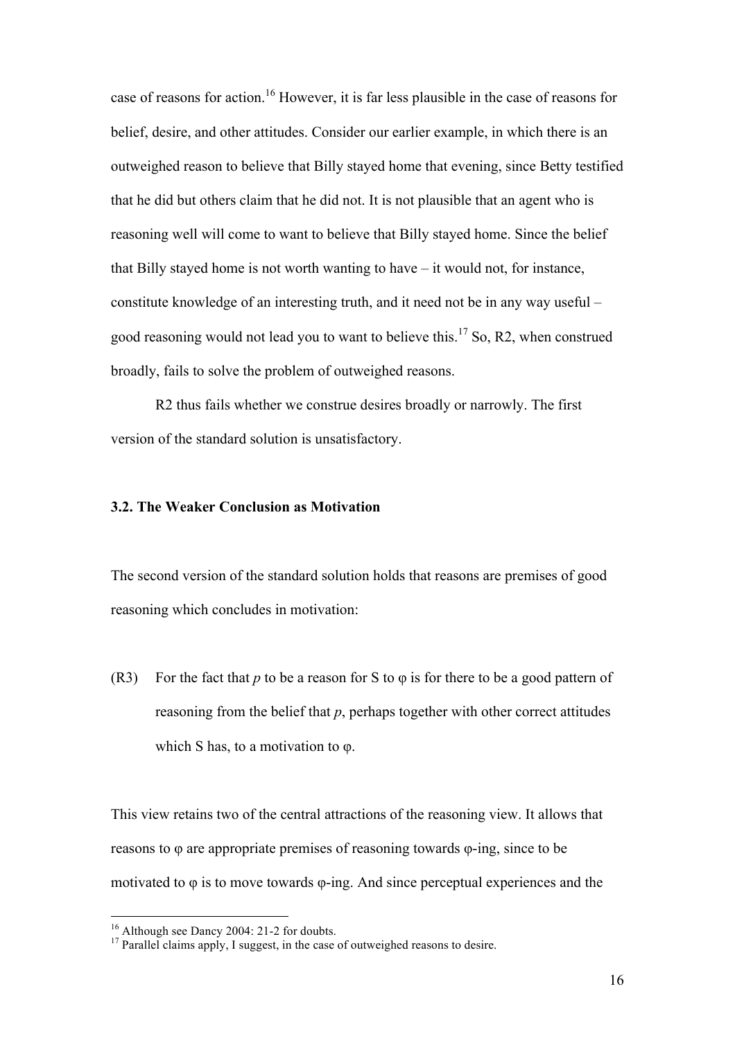case of reasons for action.[16] However, it is far less plausible in the case of reasons for belief, desire, and other attitudes. Consider our earlier example, in which there is an outweighed reason to believe that Billy stayed home that evening, since Betty testified that he did but others claim that he did not. It is not plausible that an agent who is reasoning well will come to want to believe that Billy stayed home. Since the belief that Billy stayed home is not worth wanting to have – it would not, for instance, constitute knowledge of an interesting truth, and it need not be in any way useful – good reasoning would not lead you to want to believe this.[17] So, R2, when construed broadly, fails to solve the problem of outweighed reasons.

R2 thus fails whether we construe desires broadly or narrowly. The first version of the standard solution is unsatisfactory.

### 3.2. The Weaker Conclusion as Motivation

The second version of the standard solution holds that reasons are premises of good reasoning which concludes in motivation:

(R3) For the fact that *p* to be a reason for S to φ is for there to be a good pattern of reasoning from the belief that *p*, perhaps together with other correct attitudes which S has, to a motivation to φ.

This view retains two of the central attractions of the reasoning view. It allows that reasons to φ are appropriate premises of reasoning towards φ-ing, since to be motivated to φ is to move towards φ-ing. And since perceptual experiences and the

[16] Although see Dancy 2004: 21-2 for doubts.

[17] Parallel claims apply, I suggest, in the case of outweighed reasons to desire.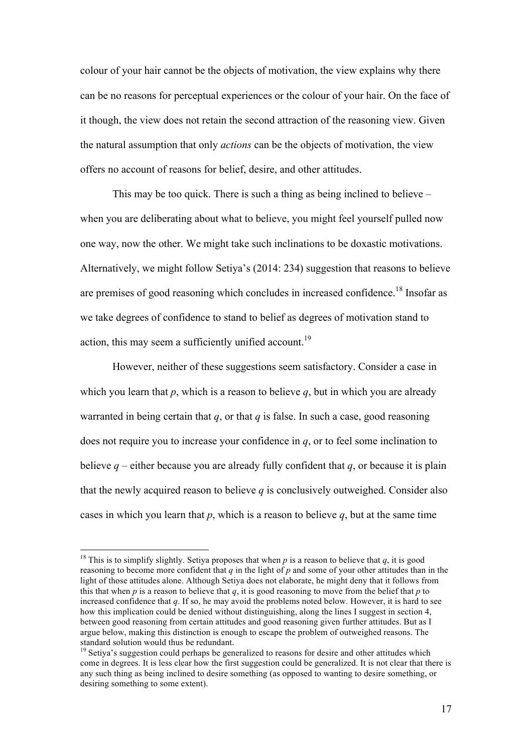colour of your hair cannot be the objects of motivation, the view explains why there can be no reasons for perceptual experiences or the colour of your hair. On the face of it though, the view does not retain the second attraction of the reasoning view. Given the natural assumption that only *actions* can be the objects of motivation, the view offers no account of reasons for belief, desire, and other attitudes.

This may be too quick. There is such a thing as being inclined to believe – when you are deliberating about what to believe, you might feel yourself pulled now one way, now the other. We might take such inclinations to be doxastic motivations. Alternatively, we might follow Setiya's (2014: 234) suggestion that reasons to believe are premises of good reasoning which concludes in increased confidence.[18] Insofar as we take degrees of confidence to stand to belief as degrees of motivation stand to action, this may seem a sufficiently unified account.[19]

However, neither of these suggestions seem satisfactory. Consider a case in which you learn that *p*, which is a reason to believe *q*, but in which you are already warranted in being certain that *q*, or that *q* is false. In such a case, good reasoning does not require you to increase your confidence in *q*, or to feel some inclination to believe *q* – either because you are already fully confident that *q*, or because it is plain that the newly acquired reason to believe *q* is conclusively outweighed. Consider also cases in which you learn that *p*, which is a reason to believe *q*, but at the same time

---

[18] This is to simplify slightly. Setiya proposes that when *p* is a reason to believe that *q*, it is good reasoning to become more confident that *q* in the light of *p* and some of your other attitudes than in the light of those attitudes alone. Although Setiya does not elaborate, he might deny that it follows from this that when *p* is a reason to believe that *q*, it is good reasoning to move from the belief that *p* to increased confidence that *q*. If so, he may avoid the problems noted below. However, it is hard to see how this implication could be denied without distinguishing, along the lines I suggest in section 4, between good reasoning from certain attitudes and good reasoning given further attitudes. But as I argue below, making this distinction is enough to escape the problem of outweighed reasons. The standard solution would thus be redundant.

[19] Setiya's suggestion could perhaps be generalized to reasons for desire and other attitudes which come in degrees. It is less clear how the first suggestion could be generalized. It is not clear that there is any such thing as being inclined to desire something (as opposed to wanting to desire something, or desiring something to some extent).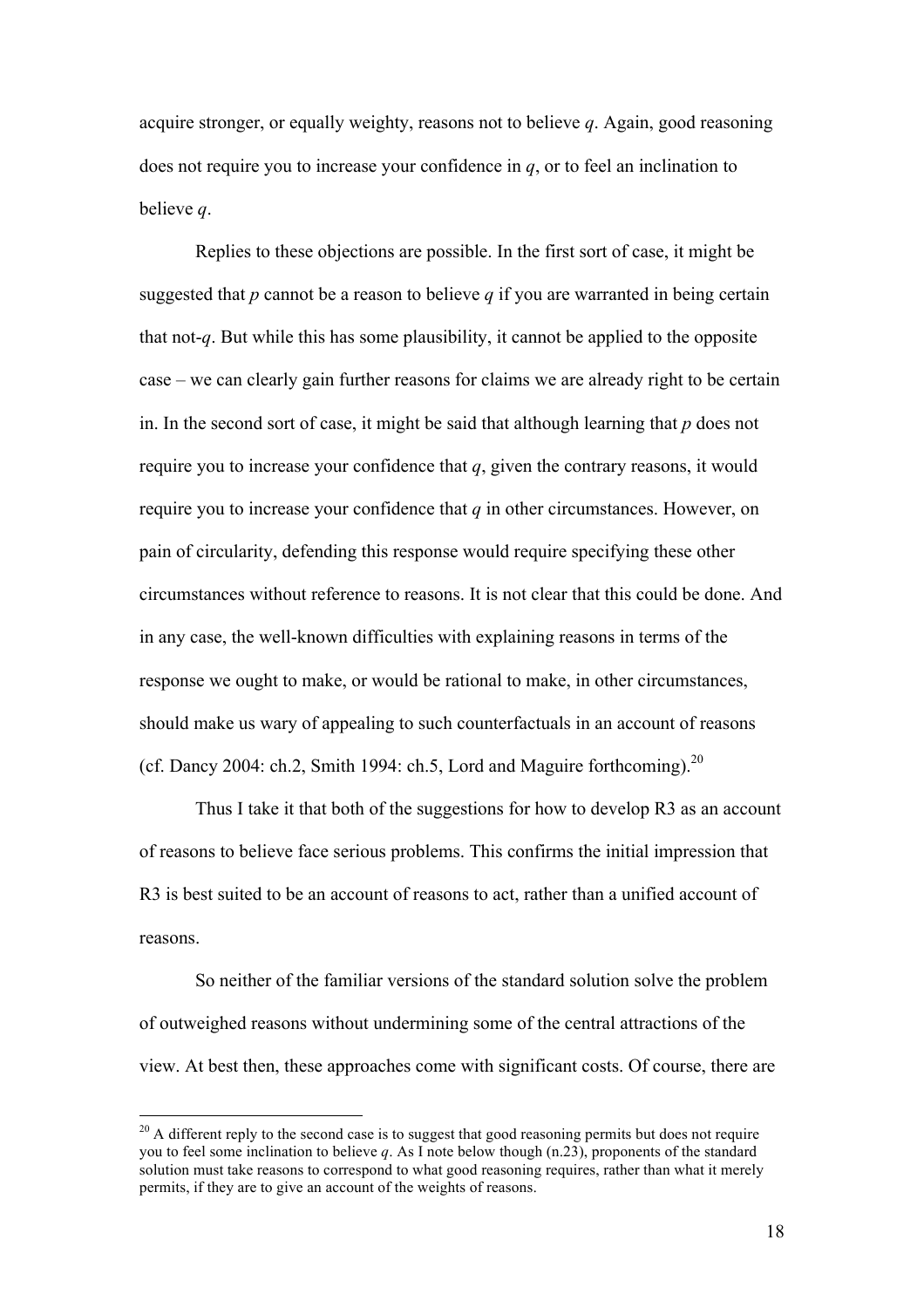acquire stronger, or equally weighty, reasons not to believe *q*. Again, good reasoning does not require you to increase your confidence in *q*, or to feel an inclination to believe *q*.

Replies to these objections are possible. In the first sort of case, it might be suggested that *p* cannot be a reason to believe *q* if you are warranted in being certain that not-*q*. But while this has some plausibility, it cannot be applied to the opposite case – we can clearly gain further reasons for claims we are already right to be certain in. In the second sort of case, it might be said that although learning that *p* does not require you to increase your confidence that *q*, given the contrary reasons, it would require you to increase your confidence that *q* in other circumstances. However, on pain of circularity, defending this response would require specifying these other circumstances without reference to reasons. It is not clear that this could be done. And in any case, the well-known difficulties with explaining reasons in terms of the response we ought to make, or would be rational to make, in other circumstances, should make us wary of appealing to such counterfactuals in an account of reasons (cf. Dancy 2004: ch.2, Smith 1994: ch.5, Lord and Maguire forthcoming).[20]

Thus I take it that both of the suggestions for how to develop R3 as an account of reasons to believe face serious problems. This confirms the initial impression that R3 is best suited to be an account of reasons to act, rather than a unified account of reasons.

So neither of the familiar versions of the standard solution solve the problem of outweighed reasons without undermining some of the central attractions of the view. At best then, these approaches come with significant costs. Of course, there are

---

[20] A different reply to the second case is to suggest that good reasoning permits but does not require you to feel some inclination to believe *q*. As I note below though (n.23), proponents of the standard solution must take reasons to correspond to what good reasoning requires, rather than what it merely permits, if they are to give an account of the weights of reasons.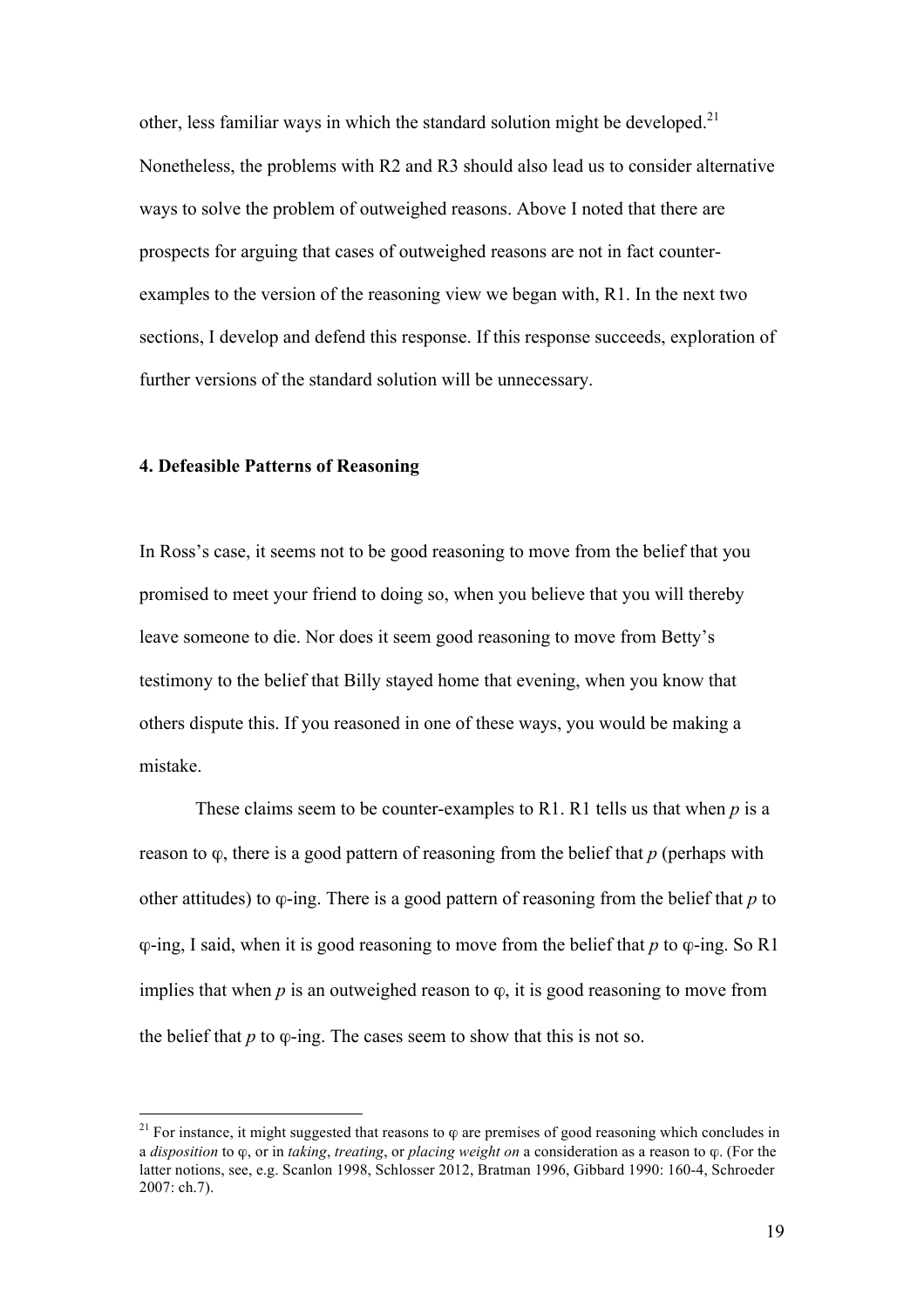other, less familiar ways in which the standard solution might be developed.[21] Nonetheless, the problems with R2 and R3 should also lead us to consider alternative ways to solve the problem of outweighed reasons. Above I noted that there are prospects for arguing that cases of outweighed reasons are not in fact counter-examples to the version of the reasoning view we began with, R1. In the next two sections, I develop and defend this response. If this response succeeds, exploration of further versions of the standard solution will be unnecessary.

## 4. Defeasible Patterns of Reasoning

In Ross's case, it seems not to be good reasoning to move from the belief that you promised to meet your friend to doing so, when you believe that you will thereby leave someone to die. Nor does it seem good reasoning to move from Betty's testimony to the belief that Billy stayed home that evening, when you know that others dispute this. If you reasoned in one of these ways, you would be making a mistake.

These claims seem to be counter-examples to R1. R1 tells us that when *p* is a reason to φ, there is a good pattern of reasoning from the belief that *p* (perhaps with other attitudes) to φ-ing. There is a good pattern of reasoning from the belief that *p* to φ-ing, I said, when it is good reasoning to move from the belief that *p* to φ-ing. So R1 implies that when *p* is an outweighed reason to φ, it is good reasoning to move from the belief that *p* to φ-ing. The cases seem to show that this is not so.

[21] For instance, it might suggested that reasons to φ are premises of good reasoning which concludes in a *disposition* to φ, or in *taking*, *treating*, or *placing weight on* a consideration as a reason to φ. (For the latter notions, see, e.g. Scanlon 1998, Schlosser 2012, Bratman 1996, Gibbard 1990: 160-4, Schroeder 2007: ch.7).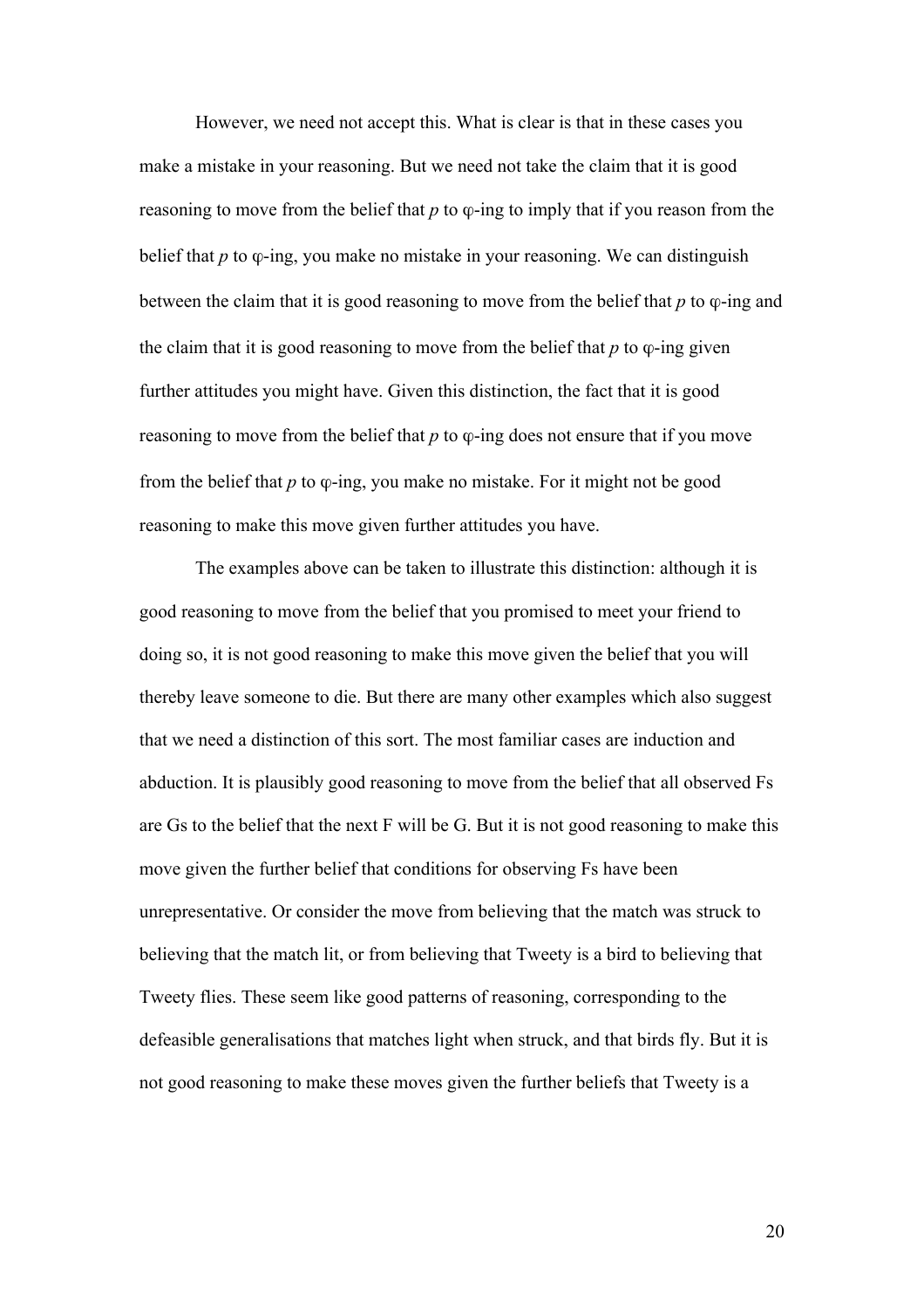However, we need not accept this. What is clear is that in these cases you make a mistake in your reasoning. But we need not take the claim that it is good reasoning to move from the belief that *p* to φ-ing to imply that if you reason from the belief that *p* to φ-ing, you make no mistake in your reasoning. We can distinguish between the claim that it is good reasoning to move from the belief that *p* to φ-ing and the claim that it is good reasoning to move from the belief that *p* to φ-ing given further attitudes you might have. Given this distinction, the fact that it is good reasoning to move from the belief that *p* to φ-ing does not ensure that if you move from the belief that *p* to φ-ing, you make no mistake. For it might not be good reasoning to make this move given further attitudes you have.

The examples above can be taken to illustrate this distinction: although it is good reasoning to move from the belief that you promised to meet your friend to doing so, it is not good reasoning to make this move given the belief that you will thereby leave someone to die. But there are many other examples which also suggest that we need a distinction of this sort. The most familiar cases are induction and abduction. It is plausibly good reasoning to move from the belief that all observed Fs are Gs to the belief that the next F will be G. But it is not good reasoning to make this move given the further belief that conditions for observing Fs have been unrepresentative. Or consider the move from believing that the match was struck to believing that the match lit, or from believing that Tweety is a bird to believing that Tweety flies. These seem like good patterns of reasoning, corresponding to the defeasible generalisations that matches light when struck, and that birds fly. But it is not good reasoning to make these moves given the further beliefs that Tweety is a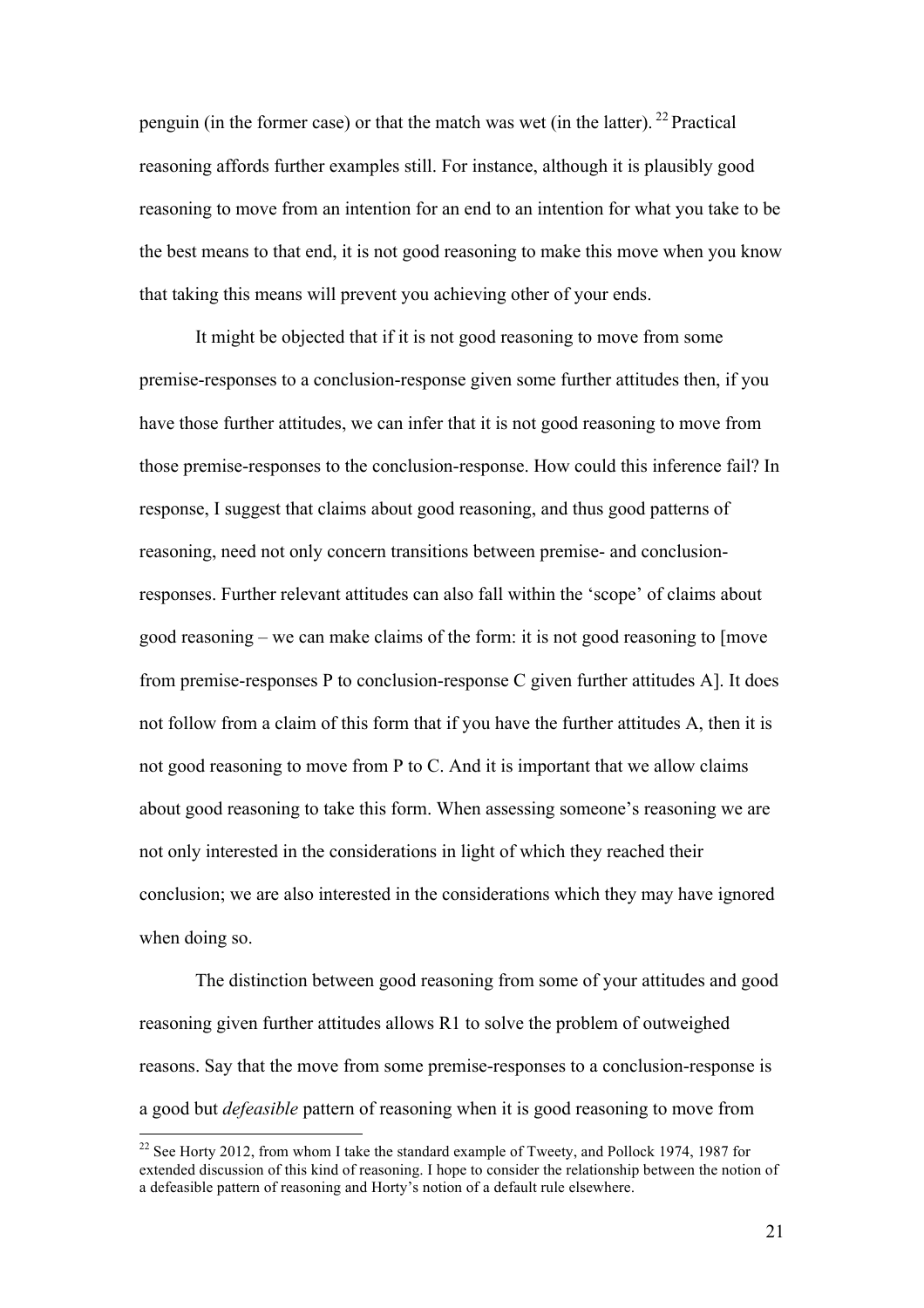penguin (in the former case) or that the match was wet (in the latter).[22] Practical reasoning affords further examples still. For instance, although it is plausibly good reasoning to move from an intention for an end to an intention for what you take to be the best means to that end, it is not good reasoning to make this move when you know that taking this means will prevent you achieving other of your ends.

It might be objected that if it is not good reasoning to move from some premise-responses to a conclusion-response given some further attitudes then, if you have those further attitudes, we can infer that it is not good reasoning to move from those premise-responses to the conclusion-response. How could this inference fail? In response, I suggest that claims about good reasoning, and thus good patterns of reasoning, need not only concern transitions between premise- and conclusion-responses. Further relevant attitudes can also fall within the 'scope' of claims about good reasoning – we can make claims of the form: it is not good reasoning to [move from premise-responses P to conclusion-response C given further attitudes A]. It does not follow from a claim of this form that if you have the further attitudes A, then it is not good reasoning to move from P to C. And it is important that we allow claims about good reasoning to take this form. When assessing someone's reasoning we are not only interested in the considerations in light of which they reached their conclusion; we are also interested in the considerations which they may have ignored when doing so.

The distinction between good reasoning from some of your attitudes and good reasoning given further attitudes allows R1 to solve the problem of outweighed reasons. Say that the move from some premise-responses to a conclusion-response is a good but *defeasible* pattern of reasoning when it is good reasoning to move from

[22] See Horty 2012, from whom I take the standard example of Tweety, and Pollock 1974, 1987 for extended discussion of this kind of reasoning. I hope to consider the relationship between the notion of a defeasible pattern of reasoning and Horty's notion of a default rule elsewhere.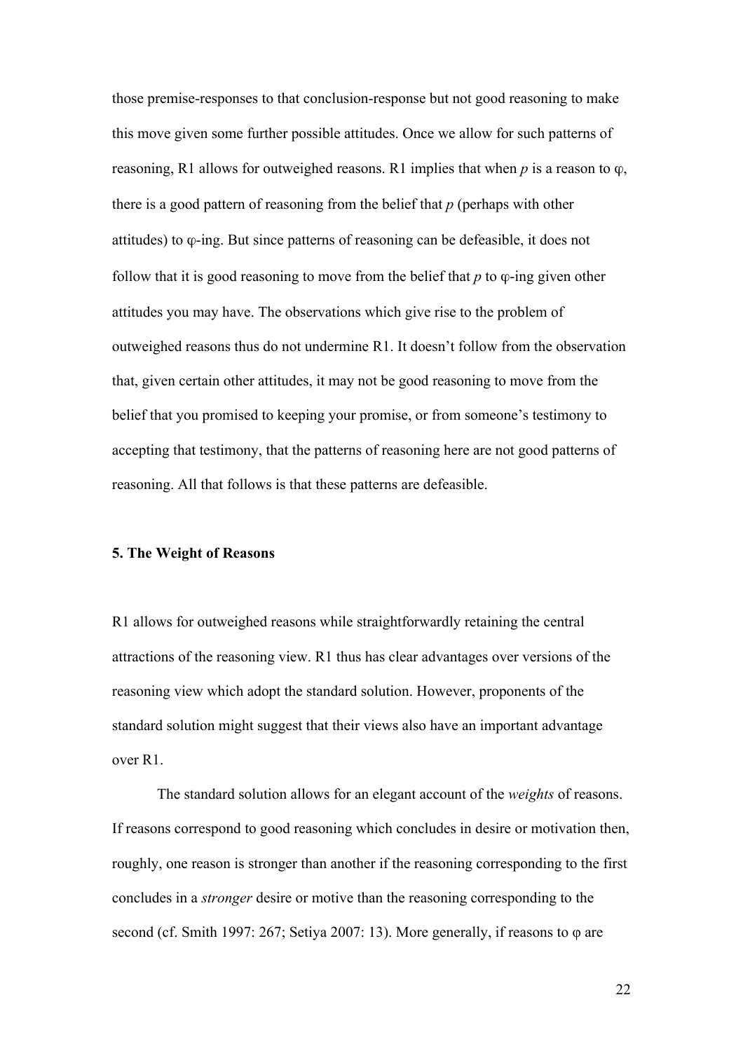those premise-responses to that conclusion-response but not good reasoning to make this move given some further possible attitudes. Once we allow for such patterns of reasoning, R1 allows for outweighed reasons. R1 implies that when *p* is a reason to φ, there is a good pattern of reasoning from the belief that *p* (perhaps with other attitudes) to φ-ing. But since patterns of reasoning can be defeasible, it does not follow that it is good reasoning to move from the belief that *p* to φ-ing given other attitudes you may have. The observations which give rise to the problem of outweighed reasons thus do not undermine R1. It doesn't follow from the observation that, given certain other attitudes, it may not be good reasoning to move from the belief that you promised to keeping your promise, or from someone's testimony to accepting that testimony, that the patterns of reasoning here are not good patterns of reasoning. All that follows is that these patterns are defeasible.

### 5. The Weight of Reasons

R1 allows for outweighed reasons while straightforwardly retaining the central attractions of the reasoning view. R1 thus has clear advantages over versions of the reasoning view which adopt the standard solution. However, proponents of the standard solution might suggest that their views also have an important advantage over R1.

The standard solution allows for an elegant account of the *weights* of reasons. If reasons correspond to good reasoning which concludes in desire or motivation then, roughly, one reason is stronger than another if the reasoning corresponding to the first concludes in a *stronger* desire or motive than the reasoning corresponding to the second (cf. Smith 1997: 267; Setiya 2007: 13). More generally, if reasons to φ are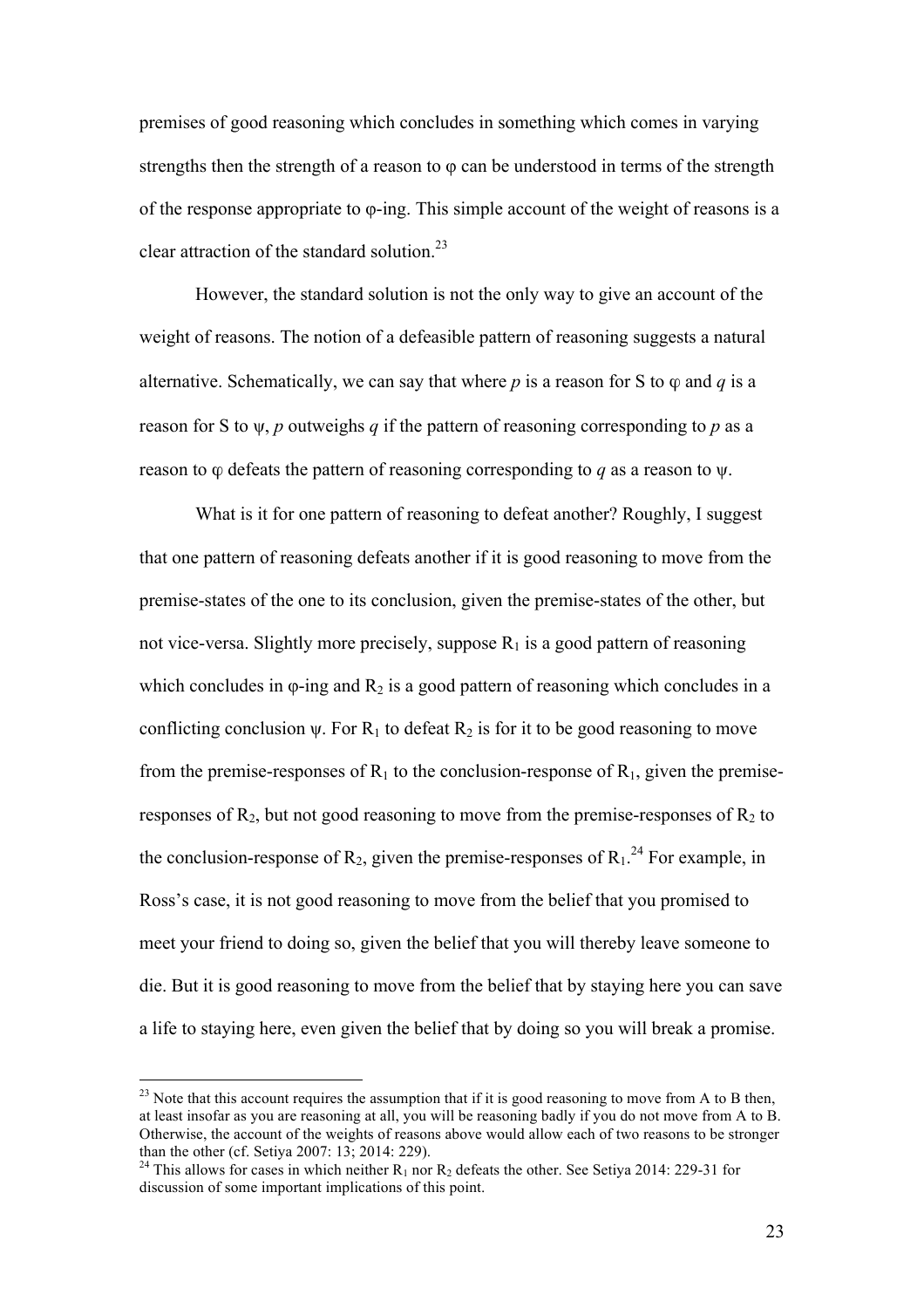premises of good reasoning which concludes in something which comes in varying strengths then the strength of a reason to φ can be understood in terms of the strength of the response appropriate to φ-ing. This simple account of the weight of reasons is a clear attraction of the standard solution.[23]

However, the standard solution is not the only way to give an account of the weight of reasons. The notion of a defeasible pattern of reasoning suggests a natural alternative. Schematically, we can say that where *p* is a reason for S to φ and *q* is a reason for S to ψ, *p* outweighs *q* if the pattern of reasoning corresponding to *p* as a reason to φ defeats the pattern of reasoning corresponding to *q* as a reason to ψ.

What is it for one pattern of reasoning to defeat another? Roughly, I suggest that one pattern of reasoning defeats another if it is good reasoning to move from the premise-states of the one to its conclusion, given the premise-states of the other, but not vice-versa. Slightly more precisely, suppose $R_1$ is a good pattern of reasoning which concludes in φ-ing and $R_2$ is a good pattern of reasoning which concludes in a conflicting conclusion ψ. For $R_1$ to defeat $R_2$ is for it to be good reasoning to move from the premise-responses of $R_1$ to the conclusion-response of $R_1$, given the premise-responses of $R_2$, but not good reasoning to move from the premise-responses of $R_2$ to the conclusion-response of $R_2$, given the premise-responses of $R_1$.[24] For example, in Ross's case, it is not good reasoning to move from the belief that you promised to meet your friend to doing so, given the belief that you will thereby leave someone to die. But it is good reasoning to move from the belief that by staying here you can save a life to staying here, even given the belief that by doing so you will break a promise.

---

[23] Note that this account requires the assumption that if it is good reasoning to move from A to B then, at least insofar as you are reasoning at all, you will be reasoning badly if you do not move from A to B. Otherwise, the account of the weights of reasons above would allow each of two reasons to be stronger than the other (cf. Setiya 2007: 13; 2014: 229).

[24] This allows for cases in which neither $R_1$ nor $R_2$ defeats the other. See Setiya 2014: 229-31 for discussion of some important implications of this point.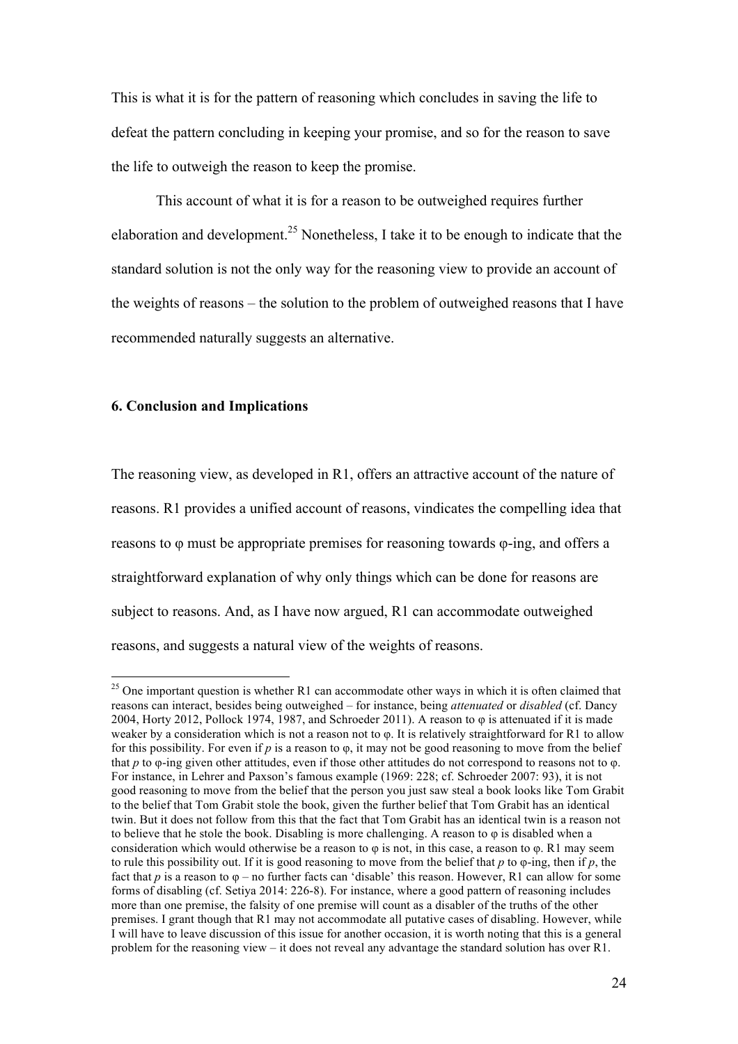This is what it is for the pattern of reasoning which concludes in saving the life to defeat the pattern concluding in keeping your promise, and so for the reason to save the life to outweigh the reason to keep the promise.

This account of what it is for a reason to be outweighed requires further elaboration and development.[25] Nonetheless, I take it to be enough to indicate that the standard solution is not the only way for the reasoning view to provide an account of the weights of reasons – the solution to the problem of outweighed reasons that I have recommended naturally suggests an alternative.

## 6. Conclusion and Implications

The reasoning view, as developed in R1, offers an attractive account of the nature of reasons. R1 provides a unified account of reasons, vindicates the compelling idea that reasons to φ must be appropriate premises for reasoning towards φ-ing, and offers a straightforward explanation of why only things which can be done for reasons are subject to reasons. And, as I have now argued, R1 can accommodate outweighed reasons, and suggests a natural view of the weights of reasons.

[25] One important question is whether R1 can accommodate other ways in which it is often claimed that reasons can interact, besides being outweighed – for instance, being *attenuated* or *disabled* (cf. Dancy 2004, Horty 2012, Pollock 1974, 1987, and Schroeder 2011). A reason to φ is attenuated if it is made weaker by a consideration which is not a reason not to φ. It is relatively straightforward for R1 to allow for this possibility. For even if *p* is a reason to φ, it may not be good reasoning to move from the belief that *p* to φ-ing given other attitudes, even if those other attitudes do not correspond to reasons not to φ. For instance, in Lehrer and Paxson's famous example (1969: 228; cf. Schroeder 2007: 93), it is not good reasoning to move from the belief that the person you just saw steal a book looks like Tom Grabit to the belief that Tom Grabit stole the book, given the further belief that Tom Grabit has an identical twin. But it does not follow from this that the fact that Tom Grabit has an identical twin is a reason not to believe that he stole the book. Disabling is more challenging. A reason to φ is disabled when a consideration which would otherwise be a reason to φ is not, in this case, a reason to φ. R1 may seem to rule this possibility out. If it is good reasoning to move from the belief that *p* to φ-ing, then if *p*, the fact that *p* is a reason to φ – no further facts can 'disable' this reason. However, R1 can allow for some forms of disabling (cf. Setiya 2014: 226-8). For instance, where a good pattern of reasoning includes more than one premise, the falsity of one premise will count as a disabler of the truths of the other premises. I grant though that R1 may not accommodate all putative cases of disabling. However, while I will have to leave discussion of this issue for another occasion, it is worth noting that this is a general problem for the reasoning view – it does not reveal any advantage the standard solution has over R1.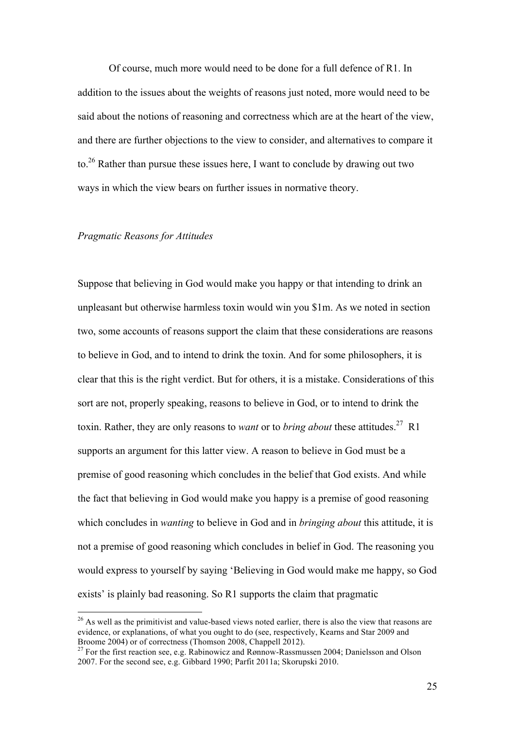Of course, much more would need to be done for a full defence of R1. In addition to the issues about the weights of reasons just noted, more would need to be said about the notions of reasoning and correctness which are at the heart of the view, and there are further objections to the view to consider, and alternatives to compare it to.[26] Rather than pursue these issues here, I want to conclude by drawing out two ways in which the view bears on further issues in normative theory.

*Pragmatic Reasons for Attitudes*

Suppose that believing in God would make you happy or that intending to drink an unpleasant but otherwise harmless toxin would win you $1m. As we noted in section two, some accounts of reasons support the claim that these considerations are reasons to believe in God, and to intend to drink the toxin. And for some philosophers, it is clear that this is the right verdict. But for others, it is a mistake. Considerations of this sort are not, properly speaking, reasons to believe in God, or to intend to drink the toxin. Rather, they are only reasons to *want* or to *bring about* these attitudes.[27] R1 supports an argument for this latter view. A reason to believe in God must be a premise of good reasoning which concludes in the belief that God exists. And while the fact that believing in God would make you happy is a premise of good reasoning which concludes in *wanting* to believe in God and in *bringing about* this attitude, it is not a premise of good reasoning which concludes in belief in God. The reasoning you would express to yourself by saying 'Believing in God would make me happy, so God exists' is plainly bad reasoning. So R1 supports the claim that pragmatic

[26] As well as the primitivist and value-based views noted earlier, there is also the view that reasons are evidence, or explanations, of what you ought to do (see, respectively, Kearns and Star 2009 and Broome 2004) or of correctness (Thomson 2008, Chappell 2012).

[27] For the first reaction see, e.g. Rabinowicz and Rønnow-Rassmussen 2004; Danielsson and Olson 2007. For the second see, e.g. Gibbard 1990; Parfit 2011a; Skorupski 2010.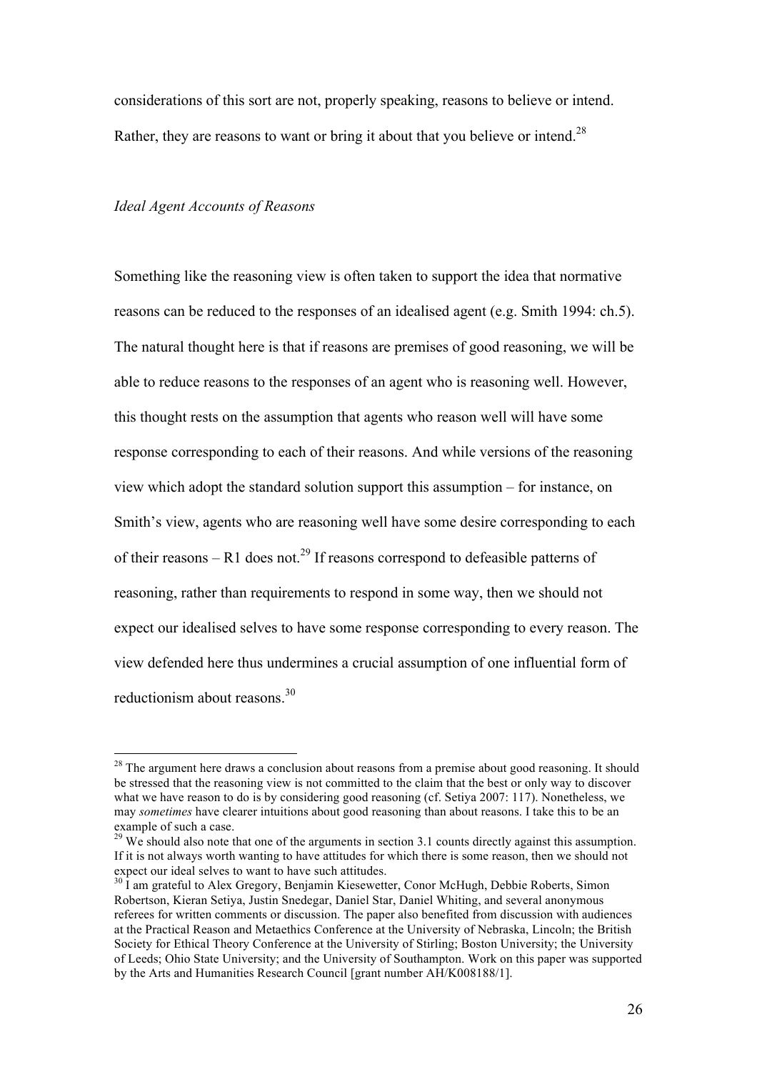considerations of this sort are not, properly speaking, reasons to believe or intend. Rather, they are reasons to want or bring it about that you believe or intend.[28]

*Ideal Agent Accounts of Reasons*

Something like the reasoning view is often taken to support the idea that normative reasons can be reduced to the responses of an idealised agent (e.g. Smith 1994: ch.5). The natural thought here is that if reasons are premises of good reasoning, we will be able to reduce reasons to the responses of an agent who is reasoning well. However, this thought rests on the assumption that agents who reason well will have some response corresponding to each of their reasons. And while versions of the reasoning view which adopt the standard solution support this assumption – for instance, on Smith's view, agents who are reasoning well have some desire corresponding to each of their reasons – R1 does not.[29] If reasons correspond to defeasible patterns of reasoning, rather than requirements to respond in some way, then we should not expect our idealised selves to have some response corresponding to every reason. The view defended here thus undermines a crucial assumption of one influential form of reductionism about reasons.[30]

---

[28] The argument here draws a conclusion about reasons from a premise about good reasoning. It should be stressed that the reasoning view is not committed to the claim that the best or only way to discover what we have reason to do is by considering good reasoning (cf. Setiya 2007: 117). Nonetheless, we may *sometimes* have clearer intuitions about good reasoning than about reasons. I take this to be an example of such a case.

[29] We should also note that one of the arguments in section 3.1 counts directly against this assumption. If it is not always worth wanting to have attitudes for which there is some reason, then we should not expect our ideal selves to want to have such attitudes.

[30] I am grateful to Alex Gregory, Benjamin Kiesewetter, Conor McHugh, Debbie Roberts, Simon Robertson, Kieran Setiya, Justin Snedegar, Daniel Star, Daniel Whiting, and several anonymous referees for written comments or discussion. The paper also benefited from discussion with audiences at the Practical Reason and Metaethics Conference at the University of Nebraska, Lincoln; the British Society for Ethical Theory Conference at the University of Stirling; Boston University; the University of Leeds; Ohio State University; and the University of Southampton. Work on this paper was supported by the Arts and Humanities Research Council [grant number AH/K008188/1].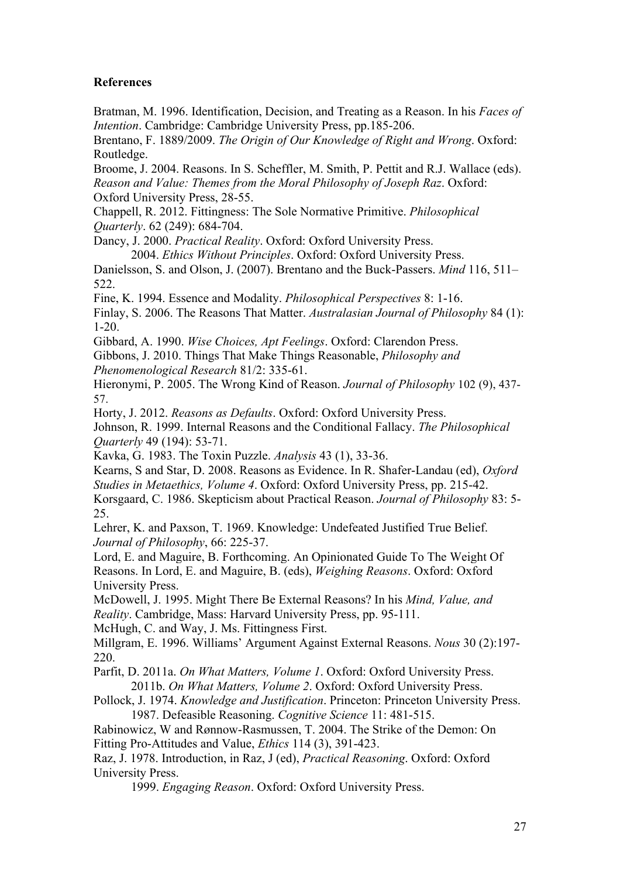**References**

Bratman, M. 1996. Identification, Decision, and Treating as a Reason. In his *Faces of Intention*. Cambridge: Cambridge University Press, pp.185-206.

Brentano, F. 1889/2009. *The Origin of Our Knowledge of Right and Wrong*. Oxford: Routledge.

Broome, J. 2004. Reasons. In S. Scheffler, M. Smith, P. Pettit and R.J. Wallace (eds). *Reason and Value: Themes from the Moral Philosophy of Joseph Raz*. Oxford: Oxford University Press, 28-55.

Chappell, R. 2012. Fittingness: The Sole Normative Primitive. *Philosophical Quarterly*. 62 (249): 684-704.

Dancy, J. 2000. *Practical Reality*. Oxford: Oxford University Press.

   2004. *Ethics Without Principles*. Oxford: Oxford University Press.

Danielsson, S. and Olson, J. (2007). Brentano and the Buck-Passers. *Mind* 116, 511–522.

Fine, K. 1994. Essence and Modality. *Philosophical Perspectives* 8: 1-16.

Finlay, S. 2006. The Reasons That Matter. *Australasian Journal of Philosophy* 84 (1): 1-20.

Gibbard, A. 1990. *Wise Choices, Apt Feelings*. Oxford: Clarendon Press.

Gibbons, J. 2010. Things That Make Things Reasonable, *Philosophy and Phenomenological Research* 81/2: 335-61.

Hieronymi, P. 2005. The Wrong Kind of Reason. *Journal of Philosophy* 102 (9), 437-57.

Horty, J. 2012. *Reasons as Defaults*. Oxford: Oxford University Press.

Johnson, R. 1999. Internal Reasons and the Conditional Fallacy. *The Philosophical Quarterly* 49 (194): 53-71.

Kavka, G. 1983. The Toxin Puzzle. *Analysis* 43 (1), 33-36.

Kearns, S and Star, D. 2008. Reasons as Evidence. In R. Shafer-Landau (ed), *Oxford Studies in Metaethics, Volume 4*. Oxford: Oxford University Press, pp. 215-42.

Korsgaard, C. 1986. Skepticism about Practical Reason. *Journal of Philosophy* 83: 5-25.

Lehrer, K. and Paxson, T. 1969. Knowledge: Undefeated Justified True Belief. *Journal of Philosophy*, 66: 225-37.

Lord, E. and Maguire, B. Forthcoming. An Opinionated Guide To The Weight Of Reasons. In Lord, E. and Maguire, B. (eds), *Weighing Reasons*. Oxford: Oxford University Press.

McDowell, J. 1995. Might There Be External Reasons? In his *Mind, Value, and Reality*. Cambridge, Mass: Harvard University Press, pp. 95-111.

McHugh, C. and Way, J. Ms. Fittingness First.

Millgram, E. 1996. Williams' Argument Against External Reasons. *Nous* 30 (2):197-220.

Parfit, D. 2011a. *On What Matters, Volume 1*. Oxford: Oxford University Press.

   2011b. *On What Matters, Volume 2*. Oxford: Oxford University Press.

Pollock, J. 1974. *Knowledge and Justification*. Princeton: Princeton University Press.

   1987. Defeasible Reasoning. *Cognitive Science* 11: 481-515.

Rabinowicz, W and Rønnow-Rasmussen, T. 2004. The Strike of the Demon: On Fitting Pro-Attitudes and Value, *Ethics* 114 (3), 391-423.

Raz, J. 1978. Introduction, in Raz, J (ed), *Practical Reasoning*. Oxford: Oxford University Press.

   1999. *Engaging Reason*. Oxford: Oxford University Press.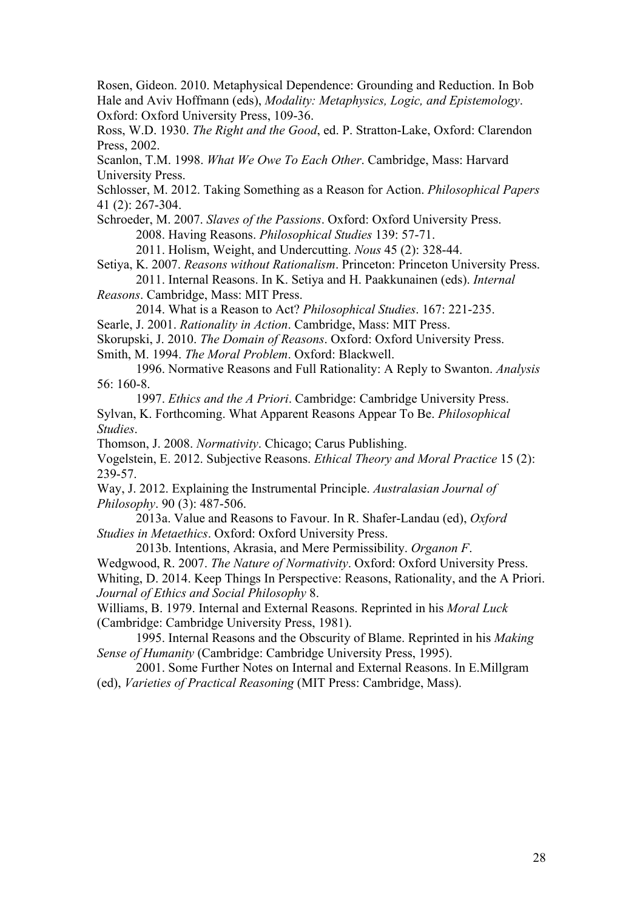Rosen, Gideon. 2010. Metaphysical Dependence: Grounding and Reduction. In Bob Hale and Aviv Hoffmann (eds), *Modality: Metaphysics, Logic, and Epistemology*. Oxford: Oxford University Press, 109-36.

Ross, W.D. 1930. *The Right and the Good*, ed. P. Stratton-Lake, Oxford: Clarendon Press, 2002.

Scanlon, T.M. 1998. *What We Owe To Each Other*. Cambridge, Mass: Harvard University Press.

Schlosser, M. 2012. Taking Something as a Reason for Action. *Philosophical Papers* 41 (2): 267-304.

Schroeder, M. 2007. *Slaves of the Passions*. Oxford: Oxford University Press.

2008. Having Reasons. *Philosophical Studies* 139: 57-71.

2011. Holism, Weight, and Undercutting. *Nous* 45 (2): 328-44.

Setiya, K. 2007. *Reasons without Rationalism*. Princeton: Princeton University Press.

2011. Internal Reasons. In K. Setiya and H. Paakkunainen (eds). *Internal Reasons*. Cambridge, Mass: MIT Press.

2014. What is a Reason to Act? *Philosophical Studies*. 167: 221-235.

Searle, J. 2001. *Rationality in Action*. Cambridge, Mass: MIT Press.

Skorupski, J. 2010. *The Domain of Reasons*. Oxford: Oxford University Press.

Smith, M. 1994. *The Moral Problem*. Oxford: Blackwell.

1996. Normative Reasons and Full Rationality: A Reply to Swanton. *Analysis* 56: 160-8.

1997. *Ethics and the A Priori*. Cambridge: Cambridge University Press.

Sylvan, K. Forthcoming. What Apparent Reasons Appear To Be. *Philosophical Studies*.

Thomson, J. 2008. *Normativity*. Chicago; Carus Publishing.

Vogelstein, E. 2012. Subjective Reasons. *Ethical Theory and Moral Practice* 15 (2): 239-57.

Way, J. 2012. Explaining the Instrumental Principle. *Australasian Journal of Philosophy*. 90 (3): 487-506.

2013a. Value and Reasons to Favour. In R. Shafer-Landau (ed), *Oxford Studies in Metaethics*. Oxford: Oxford University Press.

2013b. Intentions, Akrasia, and Mere Permissibility. *Organon F*.

Wedgwood, R. 2007. *The Nature of Normativity*. Oxford: Oxford University Press.

Whiting, D. 2014. Keep Things In Perspective: Reasons, Rationality, and the A Priori. *Journal of Ethics and Social Philosophy* 8.

Williams, B. 1979. Internal and External Reasons. Reprinted in his *Moral Luck* (Cambridge: Cambridge University Press, 1981).

1995. Internal Reasons and the Obscurity of Blame. Reprinted in his *Making Sense of Humanity* (Cambridge: Cambridge University Press, 1995).

2001. Some Further Notes on Internal and External Reasons. In E.Millgram (ed), *Varieties of Practical Reasoning* (MIT Press: Cambridge, Mass).